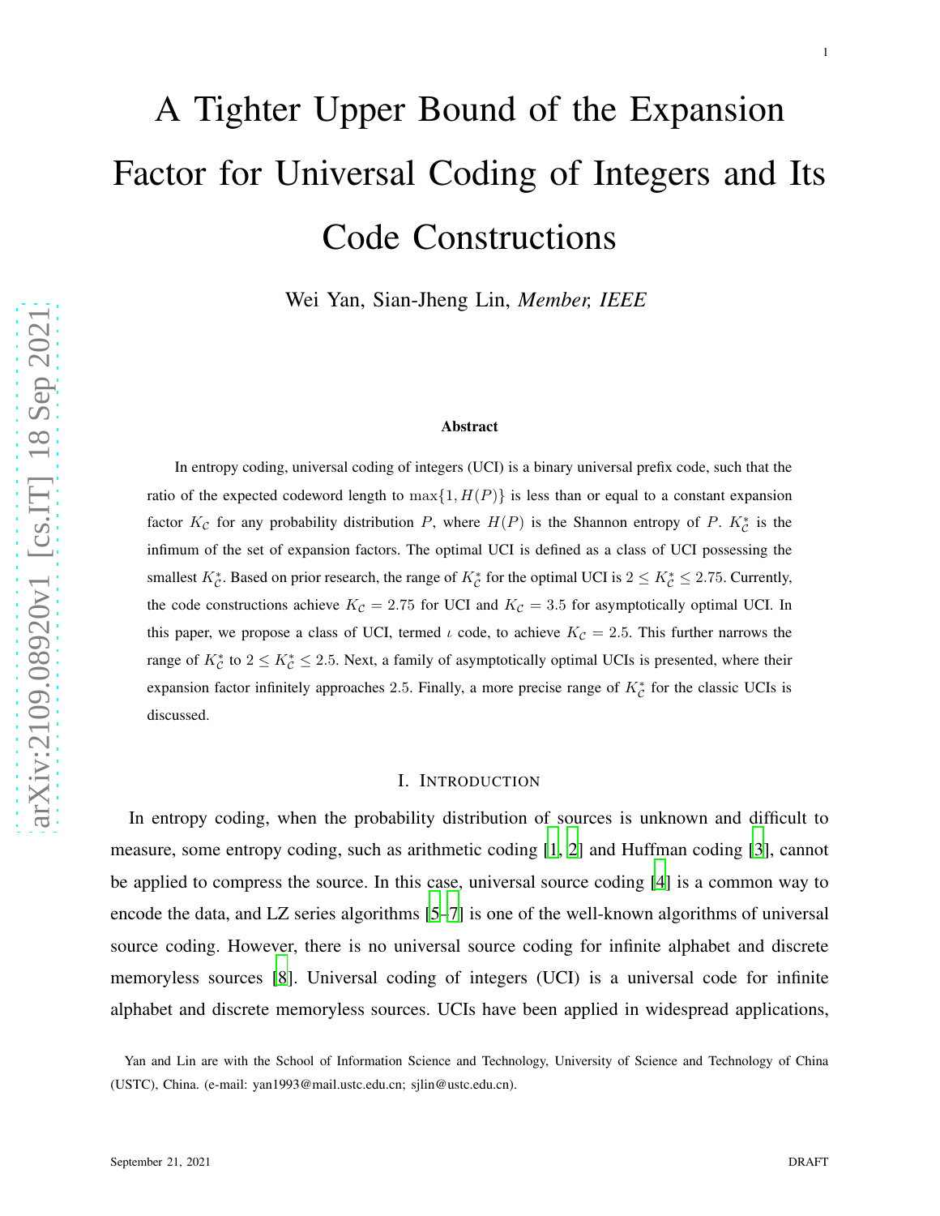# A Tighter Upper Bound of the Expansion Factor for Universal Coding of Integers and Its Code Constructions

Wei Yan, Sian-Jheng Lin, *Member, IEEE*

## Abstract

In entropy coding, universal coding of integers (UCI) is a binary universal prefix code, such that the ratio of the expected codeword length to $\max\{1, H(P)\}$ is less than or equal to a constant expansion factor $K_{\mathcal{C}}$ for any probability distribution $P$, where $H(P)$ is the Shannon entropy of $P$. $K_{\mathcal{C}}^*$ is the infimum of the set of expansion factors. The optimal UCI is defined as a class of UCI possessing the smallest $K_{\mathcal{C}}^*$. Based on prior research, the range of $K_{\mathcal{C}}^*$ for the optimal UCI is $2 \leq K_{\mathcal{C}}^* \leq 2.75$. Currently, the code constructions achieve $K_{\mathcal{C}} = 2.75$ for UCI and $K_{\mathcal{C}} = 3.5$ for asymptotically optimal UCI. In this paper, we propose a class of UCI, termed $\iota$ code, to achieve $K_{\mathcal{C}} = 2.5$. This further narrows the range of $K_{\mathcal{C}}^*$ to $2 \leq K_{\mathcal{C}}^* \leq 2.5$. Next, a family of asymptotically optimal UCIs is presented, where their expansion factor infinitely approaches 2.5. Finally, a more precise range of $K_{\mathcal{C}}^*$ for the classic UCIs is discussed.

## I. Introduction

In entropy coding, when the probability distribution of sources is unknown and difficult to measure, some entropy coding, such as arithmetic coding [1, 2] and Huffman coding [3], cannot be applied to compress the source. In this case, universal source coding [4] is a common way to encode the data, and LZ series algorithms [5–7] is one of the well-known algorithms of universal source coding. However, there is no universal source coding for infinite alphabet and discrete memoryless sources [8]. Universal coding of integers (UCI) is a universal code for infinite alphabet and discrete memoryless sources. UCIs have been applied in widespread applications,

Yan and Lin are with the School of Information Science and Technology, University of Science and Technology of China (USTC), China. (e-mail: yan1993@mail.ustc.edu.cn; sjlin@ustc.edu.cn).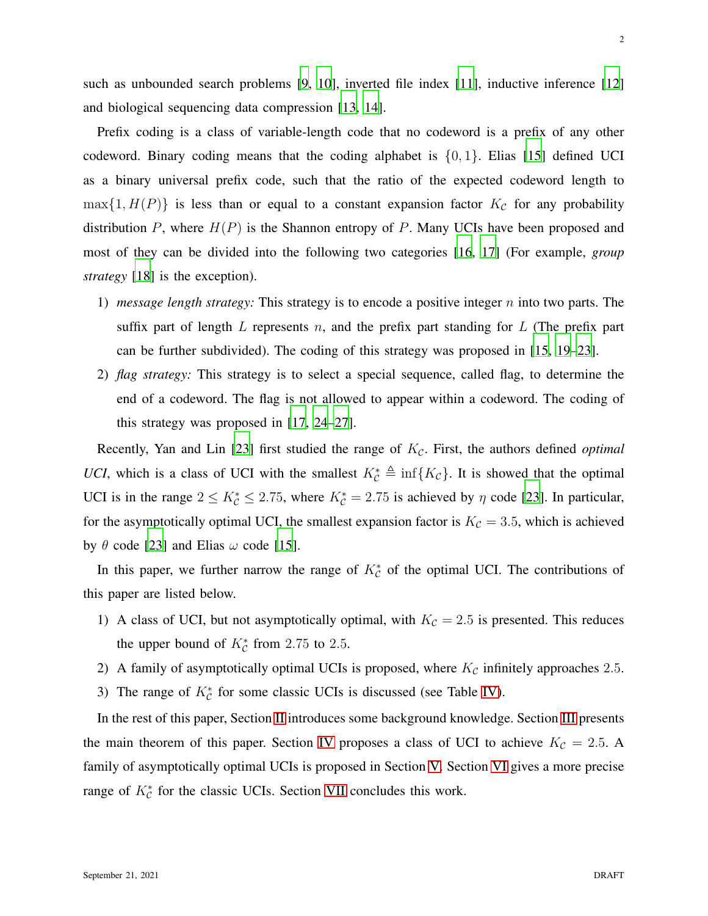such as unbounded search problems [9, 10], inverted file index [11], inductive inference [12] and biological sequencing data compression [13, 14].

Prefix coding is a class of variable-length code that no codeword is a prefix of any other codeword. Binary coding means that the coding alphabet is $\{0, 1\}$. Elias [15] defined UCI as a binary universal prefix code, such that the ratio of the expected codeword length to $\max\{1, H(P)\}$ is less than or equal to a constant expansion factor $K_{\mathcal{C}}$ for any probability distribution $P$, where $H(P)$ is the Shannon entropy of $P$. Many UCIs have been proposed and most of they can be divided into the following two categories [16, 17] (For example, *group strategy* [18] is the exception).

1) *message length strategy:* This strategy is to encode a positive integer $n$ into two parts. The suffix part of length $L$ represents $n$, and the prefix part standing for $L$ (The prefix part can be further subdivided). The coding of this strategy was proposed in [15, 19–23].
2) *flag strategy:* This strategy is to select a special sequence, called flag, to determine the end of a codeword. The flag is not allowed to appear within a codeword. The coding of this strategy was proposed in [17, 24–27].

Recently, Yan and Lin [23] first studied the range of $K_{\mathcal{C}}$. First, the authors defined *optimal UCI*, which is a class of UCI with the smallest $K_{\mathcal{C}}^{*} \triangleq \inf\{K_{\mathcal{C}}\}$. It is showed that the optimal UCI is in the range $2 \leq K_{\mathcal{C}}^{*} \leq 2.75$, where $K_{\mathcal{C}}^{*} = 2.75$ is achieved by $\eta$ code [23]. In particular, for the asymptotically optimal UCI, the smallest expansion factor is $K_{\mathcal{C}} = 3.5$, which is achieved by $\theta$ code [23] and Elias $\omega$ code [15].

In this paper, we further narrow the range of $K_{\mathcal{C}}^{*}$ of the optimal UCI. The contributions of this paper are listed below.

1) A class of UCI, but not asymptotically optimal, with $K_{\mathcal{C}} = 2.5$ is presented. This reduces the upper bound of $K_{\mathcal{C}}^{*}$ from 2.75 to 2.5.
2) A family of asymptotically optimal UCIs is proposed, where $K_{\mathcal{C}}$ infinitely approaches 2.5.
3) The range of $K_{\mathcal{C}}^{*}$ for some classic UCIs is discussed (see Table IV).

In the rest of this paper, Section II introduces some background knowledge. Section III presents the main theorem of this paper. Section IV proposes a class of UCI to achieve $K_{\mathcal{C}} = 2.5$. A family of asymptotically optimal UCIs is proposed in Section V. Section VI gives a more precise range of $K_{\mathcal{C}}^{*}$ for the classic UCIs. Section VII concludes this work.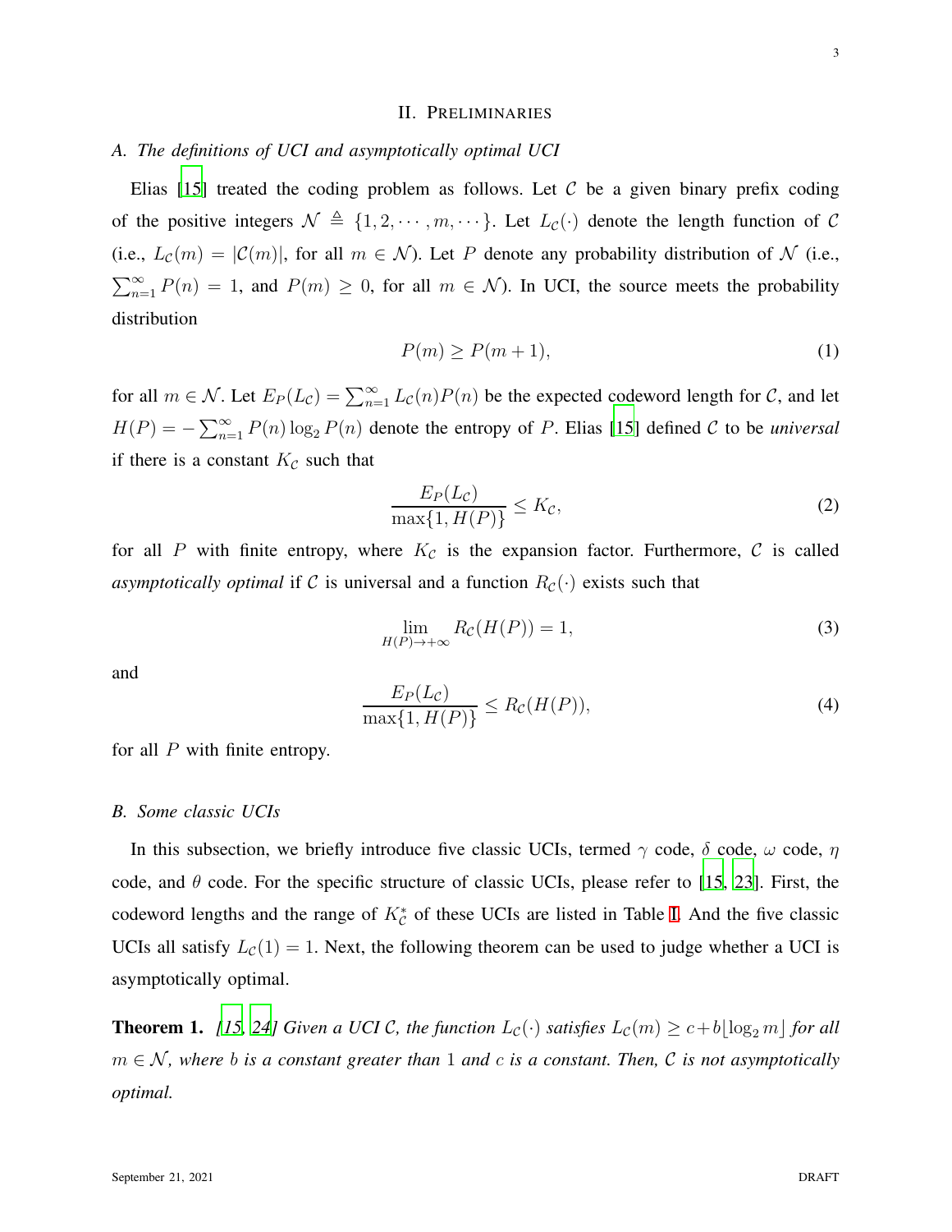## II. Preliminaries

### *A. The definitions of UCI and asymptotically optimal UCI*

Elias [15] treated the coding problem as follows. Let $\mathcal{C}$ be a given binary prefix coding of the positive integers $\mathcal{N} \triangleq \{1, 2, \cdots, m, \cdots\}$. Let $L_{\mathcal{C}}(\cdot)$ denote the length function of $\mathcal{C}$ (i.e., $L_{\mathcal{C}}(m) = |\mathcal{C}(m)|$, for all $m \in \mathcal{N}$). Let $P$ denote any probability distribution of $\mathcal{N}$ (i.e., $\sum_{n=1}^{\infty} P(n) = 1$, and $P(m) \geq 0$, for all $m \in \mathcal{N}$). In UCI, the source meets the probability distribution

$$P(m) \geq P(m+1), \tag{1}$$

for all $m \in \mathcal{N}$. Let $E_P(L_{\mathcal{C}}) = \sum_{n=1}^{\infty} L_{\mathcal{C}}(n)P(n)$ be the expected codeword length for $\mathcal{C}$, and let $H(P) = -\sum_{n=1}^{\infty} P(n)\log_2 P(n)$ denote the entropy of $P$. Elias [15] defined $\mathcal{C}$ to be *universal* if there is a constant $K_{\mathcal{C}}$ such that

$$\frac{E_P(L_{\mathcal{C}})}{\max\{1, H(P)\}} \leq K_{\mathcal{C}}, \tag{2}$$

for all $P$ with finite entropy, where $K_{\mathcal{C}}$ is the expansion factor. Furthermore, $\mathcal{C}$ is called *asymptotically optimal* if $\mathcal{C}$ is universal and a function $R_{\mathcal{C}}(\cdot)$ exists such that

$$\lim_{H(P)\to+\infty} R_{\mathcal{C}}(H(P)) = 1, \tag{3}$$

and

$$\frac{E_P(L_{\mathcal{C}})}{\max\{1, H(P)\}} \leq R_{\mathcal{C}}(H(P)), \tag{4}$$

for all $P$ with finite entropy.

### *B. Some classic UCIs*

In this subsection, we briefly introduce five classic UCIs, termed $\gamma$ code, $\delta$ code, $\omega$ code, $\eta$ code, and $\theta$ code. For the specific structure of classic UCIs, please refer to [15, 23]. First, the codeword lengths and the range of $K_{\mathcal{C}}^*$ of these UCIs are listed in Table I. And the five classic UCIs all satisfy $L_{\mathcal{C}}(1) = 1$. Next, the following theorem can be used to judge whether a UCI is asymptotically optimal.

**Theorem 1.** *[15, 24] Given a UCI $\mathcal{C}$, the function $L_{\mathcal{C}}(\cdot)$ satisfies $L_{\mathcal{C}}(m) \geq c + b\lfloor \log_2 m \rfloor$ for all $m \in \mathcal{N}$, where $b$ is a constant greater than 1 and $c$ is a constant. Then, $\mathcal{C}$ is not asymptotically optimal.*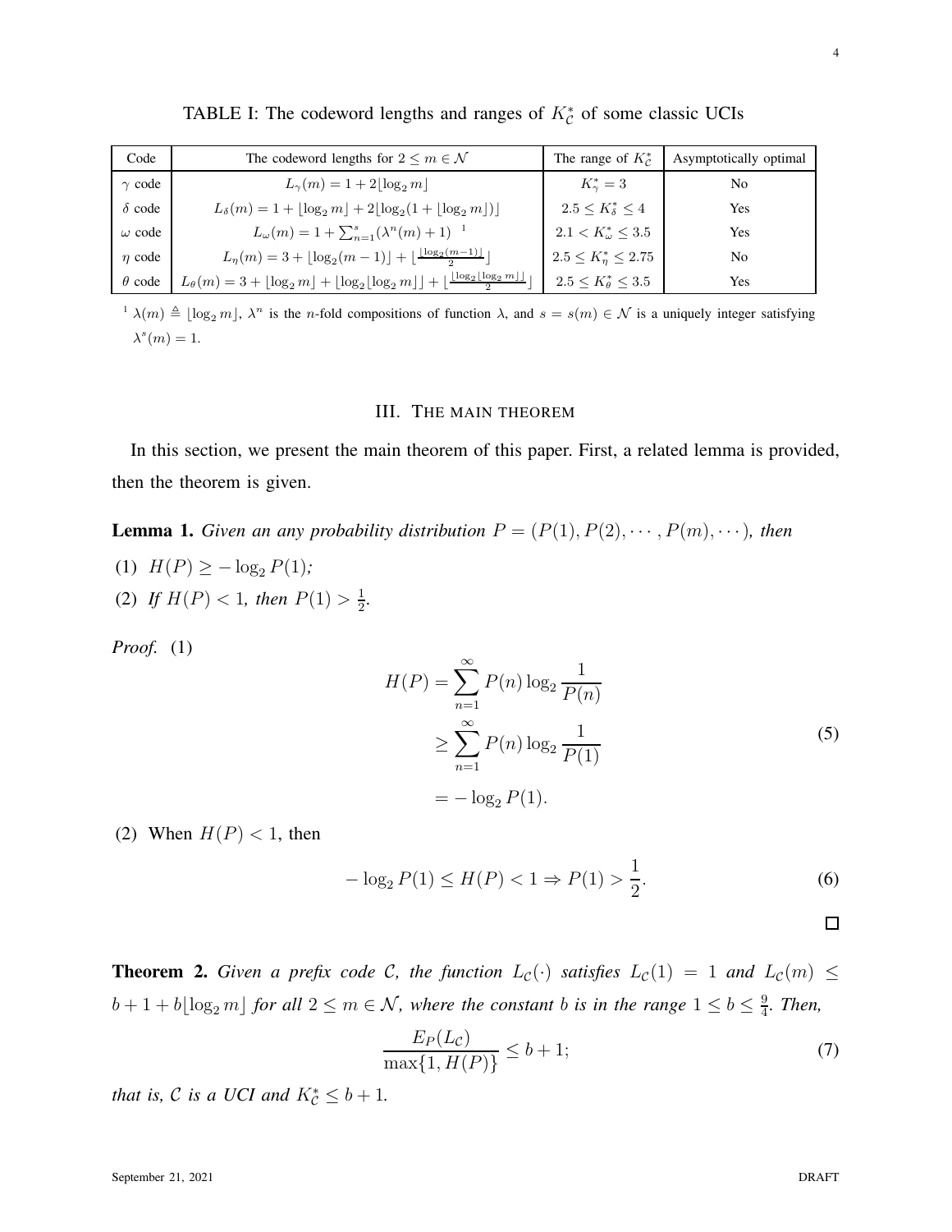TABLE I: The codeword lengths and ranges of $K_{\mathcal{C}}^*$ of some classic UCIs

| Code | The codeword lengths for $2 \leq m \in \mathcal{N}$ | The range of $K_{\mathcal{C}}^*$ | Asymptotically optimal |
|---|---|---|---|
| $\gamma$ code | $L_\gamma(m) = 1 + 2\lfloor \log_2 m \rfloor$ | $K_\gamma^* = 3$ | No |
| $\delta$ code | $L_\delta(m) = 1 + \lfloor \log_2 m \rfloor + 2\lfloor \log_2(1 + \lfloor \log_2 m \rfloor) \rfloor$ | $2.5 \leq K_\delta^* \leq 4$ | Yes |
| $\omega$ code | $L_\omega(m) = 1 + \sum_{n=1}^{s} (\lambda^n(m) + 1)$ [1] | $2.1 < K_\omega^* \leq 3.5$ | Yes |
| $\eta$ code | $L_\eta(m) = 3 + \lfloor \log_2(m-1) \rfloor + \lfloor \frac{\lfloor \log_2(m-1) \rfloor}{2} \rfloor$ | $2.5 \leq K_\eta^* \leq 2.75$ | No |
| $\theta$ code | $L_\theta(m) = 3 + \lfloor \log_2 m \rfloor + \lfloor \log_2 \lfloor \log_2 m \rfloor \rfloor + \lfloor \frac{\lfloor \log_2 \lfloor \log_2 m \rfloor \rfloor}{2} \rfloor$ | $2.5 \leq K_\theta^* \leq 3.5$ | Yes |

[1] $\lambda(m) \triangleq \lfloor \log_2 m \rfloor$, $\lambda^n$ is the $n$-fold compositions of function $\lambda$, and $s = s(m) \in \mathcal{N}$ is a uniquely integer satisfying $\lambda^s(m) = 1$.

## III. The main theorem

In this section, we present the main theorem of this paper. First, a related lemma is provided, then the theorem is given.

**Lemma 1.** *Given an any probability distribution $P = (P(1), P(2), \cdots, P(m), \cdots)$, then*

(1) $H(P) \geq -\log_2 P(1)$;

(2) *If $H(P) < 1$, then $P(1) > \frac{1}{2}$.*

*Proof.* (1)

$$\begin{aligned} H(P) &= \sum_{n=1}^{\infty} P(n) \log_2 \frac{1}{P(n)} \\ &\geq \sum_{n=1}^{\infty} P(n) \log_2 \frac{1}{P(1)} \\ &= -\log_2 P(1). \end{aligned} \tag{5}$$

(2) When $H(P) < 1$, then

$$-\log_2 P(1) \leq H(P) < 1 \Rightarrow P(1) > \frac{1}{2}. \tag{6}$$

$\square$

**Theorem 2.** *Given a prefix code $\mathcal{C}$, the function $L_{\mathcal{C}}(\cdot)$ satisfies $L_{\mathcal{C}}(1) = 1$ and $L_{\mathcal{C}}(m) \leq b + 1 + b\lfloor \log_2 m \rfloor$ for all $2 \leq m \in \mathcal{N}$, where the constant $b$ is in the range $1 \leq b \leq \frac{9}{4}$. Then,*

$$\frac{E_P(L_{\mathcal{C}})}{\max\{1, H(P)\}} \leq b + 1; \tag{7}$$

*that is, $\mathcal{C}$ is a UCI and $K_{\mathcal{C}}^* \leq b + 1$.*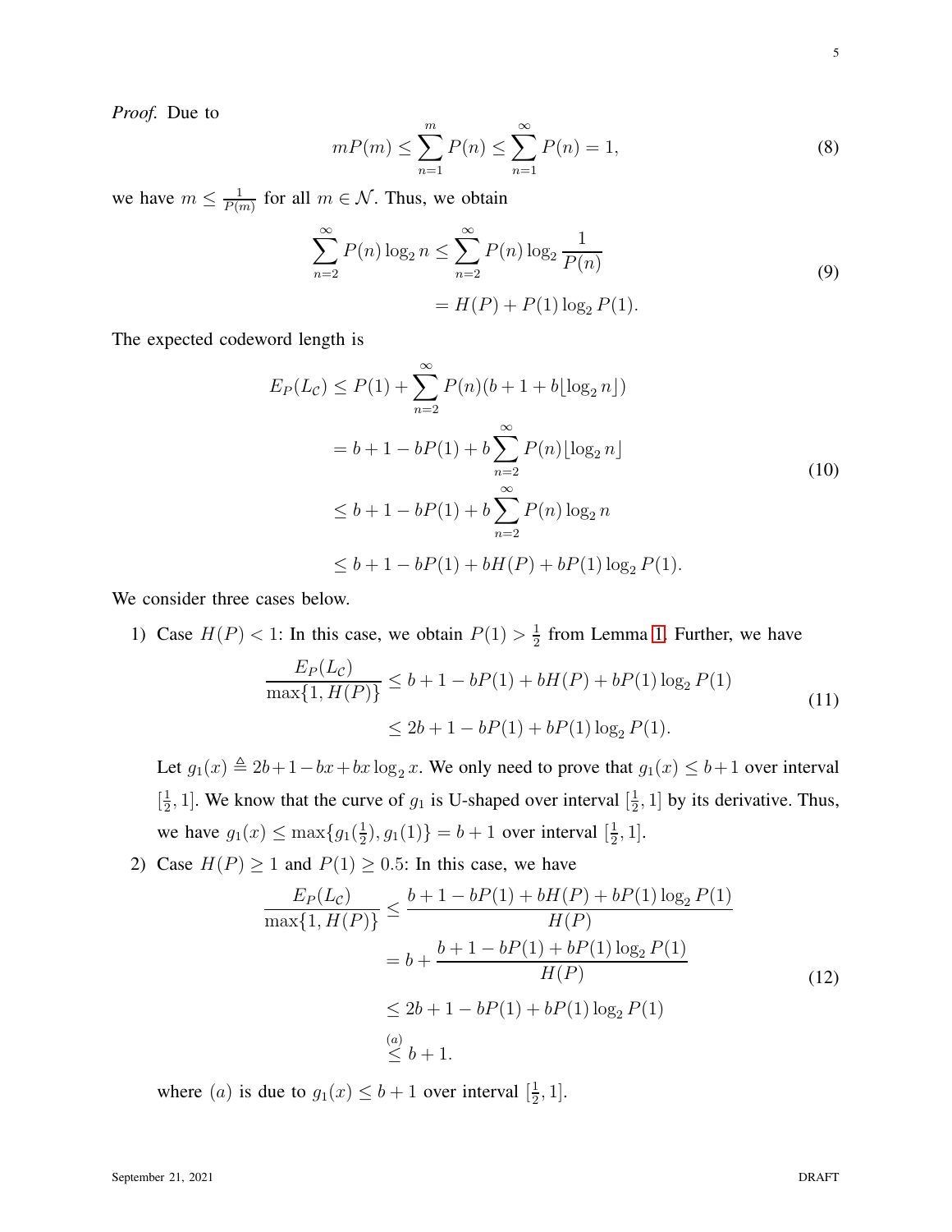*Proof.* Due to

$$mP(m) \leq \sum_{n=1}^{m} P(n) \leq \sum_{n=1}^{\infty} P(n) = 1, \tag{8}$$

we have $m \leq \frac{1}{P(m)}$ for all $m \in \mathcal{N}$. Thus, we obtain

$$\begin{aligned}\sum_{n=2}^{\infty} P(n) \log_2 n &\leq \sum_{n=2}^{\infty} P(n) \log_2 \frac{1}{P(n)} \\ &= H(P) + P(1) \log_2 P(1).\end{aligned} \tag{9}$$

The expected codeword length is

$$\begin{aligned}E_P(L_{\mathcal{C}}) &\leq P(1) + \sum_{n=2}^{\infty} P(n)(b + 1 + b\lfloor \log_2 n \rfloor) \\ &= b + 1 - bP(1) + b \sum_{n=2}^{\infty} P(n) \lfloor \log_2 n \rfloor \\ &\leq b + 1 - bP(1) + b \sum_{n=2}^{\infty} P(n) \log_2 n \\ &\leq b + 1 - bP(1) + bH(P) + bP(1) \log_2 P(1).\end{aligned} \tag{10}$$

We consider three cases below.

1) Case $H(P) < 1$: In this case, we obtain $P(1) > \frac{1}{2}$ from Lemma 1. Further, we have

$$\begin{aligned}\frac{E_P(L_{\mathcal{C}})}{\max\{1, H(P)\}} &\leq b + 1 - bP(1) + bH(P) + bP(1) \log_2 P(1) \\ &\leq 2b + 1 - bP(1) + bP(1) \log_2 P(1).\end{aligned} \tag{11}$$

Let $g_1(x) \triangleq 2b + 1 - bx + bx \log_2 x$. We only need to prove that $g_1(x) \leq b + 1$ over interval $[\frac{1}{2}, 1]$. We know that the curve of $g_1$ is U-shaped over interval $[\frac{1}{2}, 1]$ by its derivative. Thus, we have $g_1(x) \leq \max\{g_1(\frac{1}{2}), g_1(1)\} = b + 1$ over interval $[\frac{1}{2}, 1]$.

2) Case $H(P) \geq 1$ and $P(1) \geq 0.5$: In this case, we have

$$\begin{aligned}\frac{E_P(L_{\mathcal{C}})}{\max\{1, H(P)\}} &\leq \frac{b + 1 - bP(1) + bH(P) + bP(1) \log_2 P(1)}{H(P)} \\ &= b + \frac{b + 1 - bP(1) + bP(1) \log_2 P(1)}{H(P)} \\ &\leq 2b + 1 - bP(1) + bP(1) \log_2 P(1) \\ &\overset{(a)}{\leq} b + 1.\end{aligned} \tag{12}$$

where $(a)$ is due to $g_1(x) \leq b + 1$ over interval $[\frac{1}{2}, 1]$.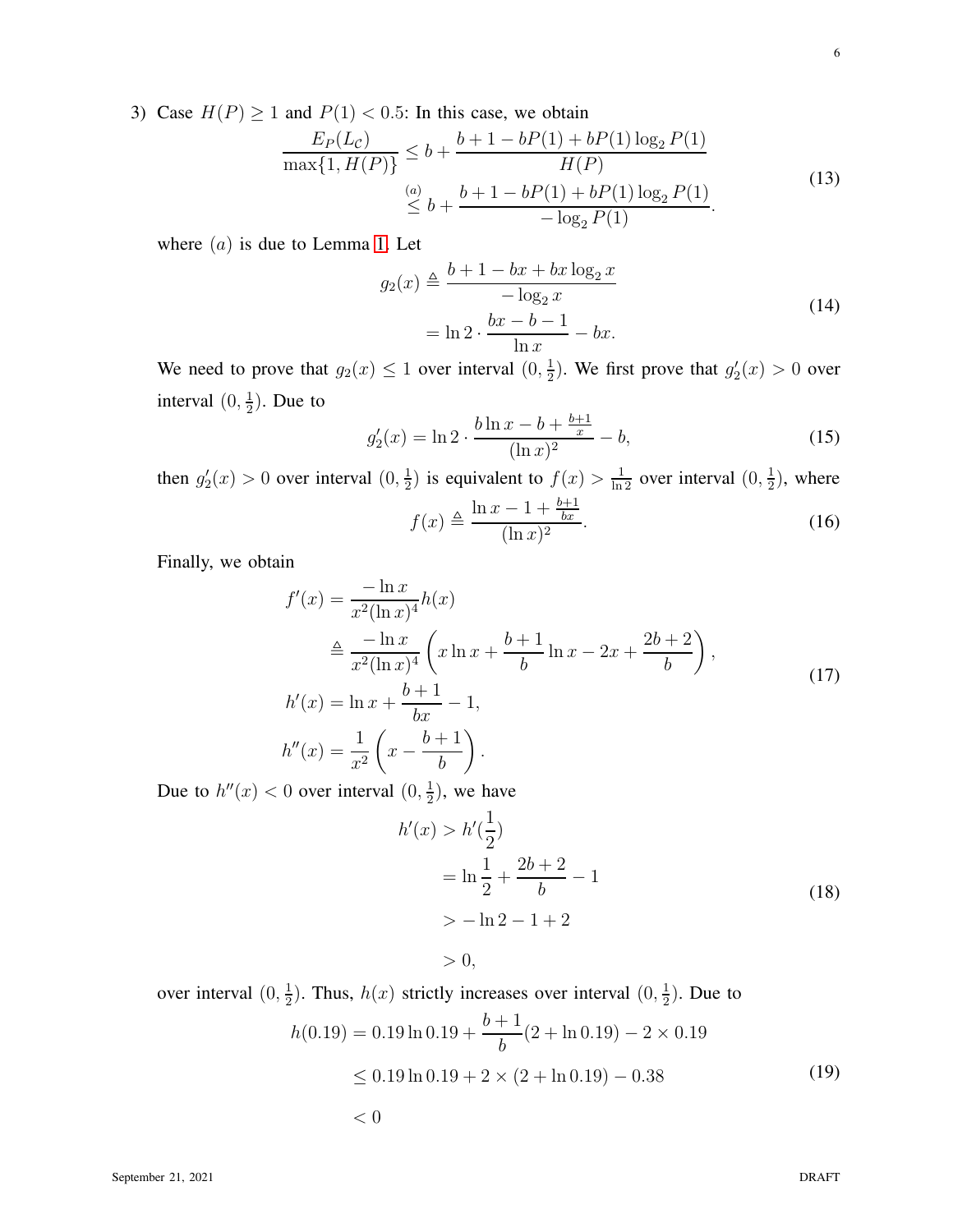3) Case $H(P) \geq 1$ and $P(1) < 0.5$: In this case, we obtain

$$\begin{aligned}
\frac{E_P(L_{\mathcal{C}})}{\max\{1, H(P)\}} &\leq b + \frac{b + 1 - bP(1) + bP(1)\log_2 P(1)}{H(P)} \\
&\overset{(a)}{\leq} b + \frac{b + 1 - bP(1) + bP(1)\log_2 P(1)}{-\log_2 P(1)}.
\end{aligned} \tag{13}$$

where $(a)$ is due to Lemma 1. Let

$$\begin{aligned}
g_2(x) &\triangleq \frac{b + 1 - bx + bx\log_2 x}{-\log_2 x} \\
&= \ln 2 \cdot \frac{bx - b - 1}{\ln x} - bx.
\end{aligned} \tag{14}$$

We need to prove that $g_2(x) \leq 1$ over interval $(0, \frac{1}{2})$. We first prove that $g_2'(x) > 0$ over interval $(0, \frac{1}{2})$. Due to

$$g_2'(x) = \ln 2 \cdot \frac{b\ln x - b + \frac{b+1}{x}}{(\ln x)^2} - b, \tag{15}$$

then $g_2'(x) > 0$ over interval $(0, \frac{1}{2})$ is equivalent to $f(x) > \frac{1}{\ln 2}$ over interval $(0, \frac{1}{2})$, where

$$f(x) \triangleq \frac{\ln x - 1 + \frac{b+1}{bx}}{(\ln x)^2}. \tag{16}$$

Finally, we obtain

$$\begin{aligned}
f'(x) &= \frac{-\ln x}{x^2(\ln x)^4} h(x) \\
&\triangleq \frac{-\ln x}{x^2(\ln x)^4}\left(x\ln x + \frac{b+1}{b}\ln x - 2x + \frac{2b+2}{b}\right), \\
h'(x) &= \ln x + \frac{b+1}{bx} - 1, \\
h''(x) &= \frac{1}{x^2}\left(x - \frac{b+1}{b}\right).
\end{aligned} \tag{17}$$

Due to $h''(x) < 0$ over interval $(0, \frac{1}{2})$, we have

$$\begin{aligned}
h'(x) &> h'(\frac{1}{2}) \\
&= \ln\frac{1}{2} + \frac{2b+2}{b} - 1 \\
&> -\ln 2 - 1 + 2 \\
&> 0,
\end{aligned} \tag{18}$$

over interval $(0, \frac{1}{2})$. Thus, $h(x)$ strictly increases over interval $(0, \frac{1}{2})$. Due to

$$\begin{aligned}
h(0.19) &= 0.19\ln 0.19 + \frac{b+1}{b}(2 + \ln 0.19) - 2 \times 0.19 \\
&\leq 0.19\ln 0.19 + 2 \times (2 + \ln 0.19) - 0.38 \\
&< 0
\end{aligned} \tag{19}$$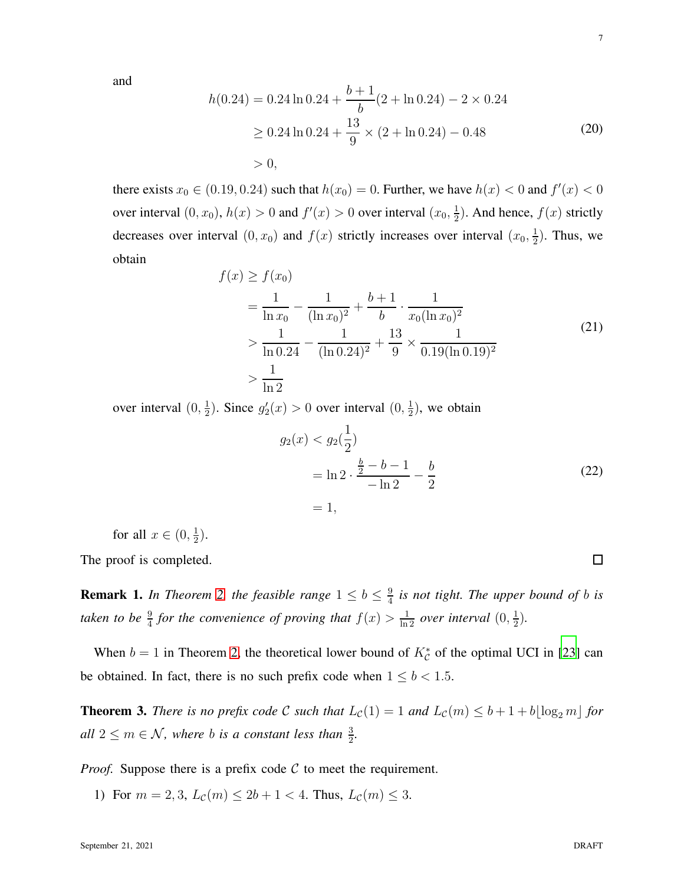and

$$
\begin{aligned}
h(0.24) &= 0.24 \ln 0.24 + \frac{b+1}{b}(2 + \ln 0.24) - 2 \times 0.24 \\
&\geq 0.24 \ln 0.24 + \frac{13}{9} \times (2 + \ln 0.24) - 0.48 \\
&> 0,
\end{aligned} \tag{20}
$$

there exists $x_0 \in (0.19, 0.24)$ such that $h(x_0) = 0$. Further, we have $h(x) < 0$ and $f'(x) < 0$ over interval $(0, x_0)$, $h(x) > 0$ and $f'(x) > 0$ over interval $(x_0, \frac{1}{2})$. And hence, $f(x)$ strictly decreases over interval $(0, x_0)$ and $f(x)$ strictly increases over interval $(x_0, \frac{1}{2})$. Thus, we obtain

$$
\begin{aligned}
f(x) &\geq f(x_0) \\
&= \frac{1}{\ln x_0} - \frac{1}{(\ln x_0)^2} + \frac{b+1}{b} \cdot \frac{1}{x_0 (\ln x_0)^2} \\
&> \frac{1}{\ln 0.24} - \frac{1}{(\ln 0.24)^2} + \frac{13}{9} \times \frac{1}{0.19 (\ln 0.19)^2} \\
&> \frac{1}{\ln 2}
\end{aligned} \tag{21}
$$

over interval $(0, \frac{1}{2})$. Since $g_2'(x) > 0$ over interval $(0, \frac{1}{2})$, we obtain

$$
\begin{aligned}
g_2(x) &< g_2(\frac{1}{2}) \\
&= \ln 2 \cdot \frac{\frac{b}{2} - b - 1}{-\ln 2} - \frac{b}{2} \\
&= 1,
\end{aligned} \tag{22}
$$

for all $x \in (0, \frac{1}{2})$.

The proof is completed. □

**Remark 1.** *In Theorem 2, the feasible range $1 \leq b \leq \frac{9}{4}$ is not tight. The upper bound of $b$ is taken to be $\frac{9}{4}$ for the convenience of proving that $f(x) > \frac{1}{\ln 2}$ over interval $(0, \frac{1}{2})$.*

When $b = 1$ in Theorem 2, the theoretical lower bound of $K_{\mathcal{C}}^*$ of the optimal UCI in [23] can be obtained. In fact, there is no such prefix code when $1 \leq b < 1.5$.

**Theorem 3.** *There is no prefix code $\mathcal{C}$ such that $L_{\mathcal{C}}(1) = 1$ and $L_{\mathcal{C}}(m) \leq b + 1 + b\lfloor \log_2 m \rfloor$ for all $2 \leq m \in \mathcal{N}$, where $b$ is a constant less than $\frac{3}{2}$.*

*Proof.* Suppose there is a prefix code $\mathcal{C}$ to meet the requirement.

1) For $m = 2, 3$, $L_{\mathcal{C}}(m) \leq 2b + 1 < 4$. Thus, $L_{\mathcal{C}}(m) \leq 3$.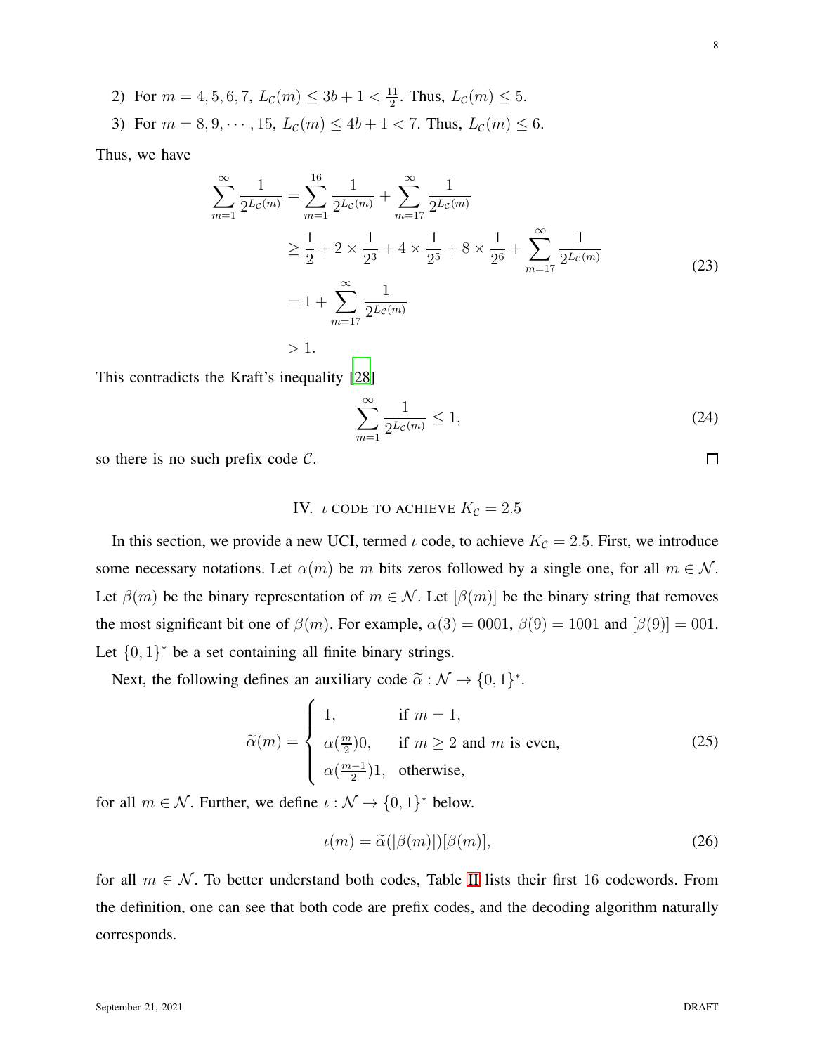2) For $m = 4, 5, 6, 7$, $L_{\mathcal{C}}(m) \leq 3b + 1 < \frac{11}{2}$. Thus, $L_{\mathcal{C}}(m) \leq 5$.

3) For $m = 8, 9, \cdots, 15$, $L_{\mathcal{C}}(m) \leq 4b + 1 < 7$. Thus, $L_{\mathcal{C}}(m) \leq 6$.

Thus, we have

$$
\begin{aligned}
\sum_{m=1}^{\infty} \frac{1}{2^{L_{\mathcal{C}}(m)}} &= \sum_{m=1}^{16} \frac{1}{2^{L_{\mathcal{C}}(m)}} + \sum_{m=17}^{\infty} \frac{1}{2^{L_{\mathcal{C}}(m)}} \\
&\geq \frac{1}{2} + 2 \times \frac{1}{2^3} + 4 \times \frac{1}{2^5} + 8 \times \frac{1}{2^6} + \sum_{m=17}^{\infty} \frac{1}{2^{L_{\mathcal{C}}(m)}} \\
&= 1 + \sum_{m=17}^{\infty} \frac{1}{2^{L_{\mathcal{C}}(m)}} \\
&> 1.
\end{aligned} \tag{23}
$$

This contradicts the Kraft's inequality [28]

$$
\sum_{m=1}^{\infty} \frac{1}{2^{L_{\mathcal{C}}(m)}} \leq 1, \tag{24}
$$

so there is no such prefix code $\mathcal{C}$. □

## IV. $\iota$ CODE TO ACHIEVE $K_{\mathcal{C}} = 2.5$

In this section, we provide a new UCI, termed $\iota$ code, to achieve $K_{\mathcal{C}} = 2.5$. First, we introduce some necessary notations. Let $\alpha(m)$ be $m$ bits zeros followed by a single one, for all $m \in \mathcal{N}$. Let $\beta(m)$ be the binary representation of $m \in \mathcal{N}$. Let $[\beta(m)]$ be the binary string that removes the most significant bit one of $\beta(m)$. For example, $\alpha(3) = 0001$, $\beta(9) = 1001$ and $[\beta(9)] = 001$. Let $\{0, 1\}^*$ be a set containing all finite binary strings.

Next, the following defines an auxiliary code $\widetilde{\alpha} : \mathcal{N} \to \{0, 1\}^*$.

$$
\widetilde{\alpha}(m) = \begin{cases} 1, & \text{if } m = 1, \\ \alpha(\frac{m}{2})0, & \text{if } m \geq 2 \text{ and } m \text{ is even}, \\ \alpha(\frac{m-1}{2})1, & \text{otherwise}, \end{cases} \tag{25}
$$

for all $m \in \mathcal{N}$. Further, we define $\iota : \mathcal{N} \to \{0, 1\}^*$ below.

$$
\iota(m) = \widetilde{\alpha}(|\beta(m)|)[\beta(m)], \tag{26}
$$

for all $m \in \mathcal{N}$. To better understand both codes, Table II lists their first 16 codewords. From the definition, one can see that both code are prefix codes, and the decoding algorithm naturally corresponds.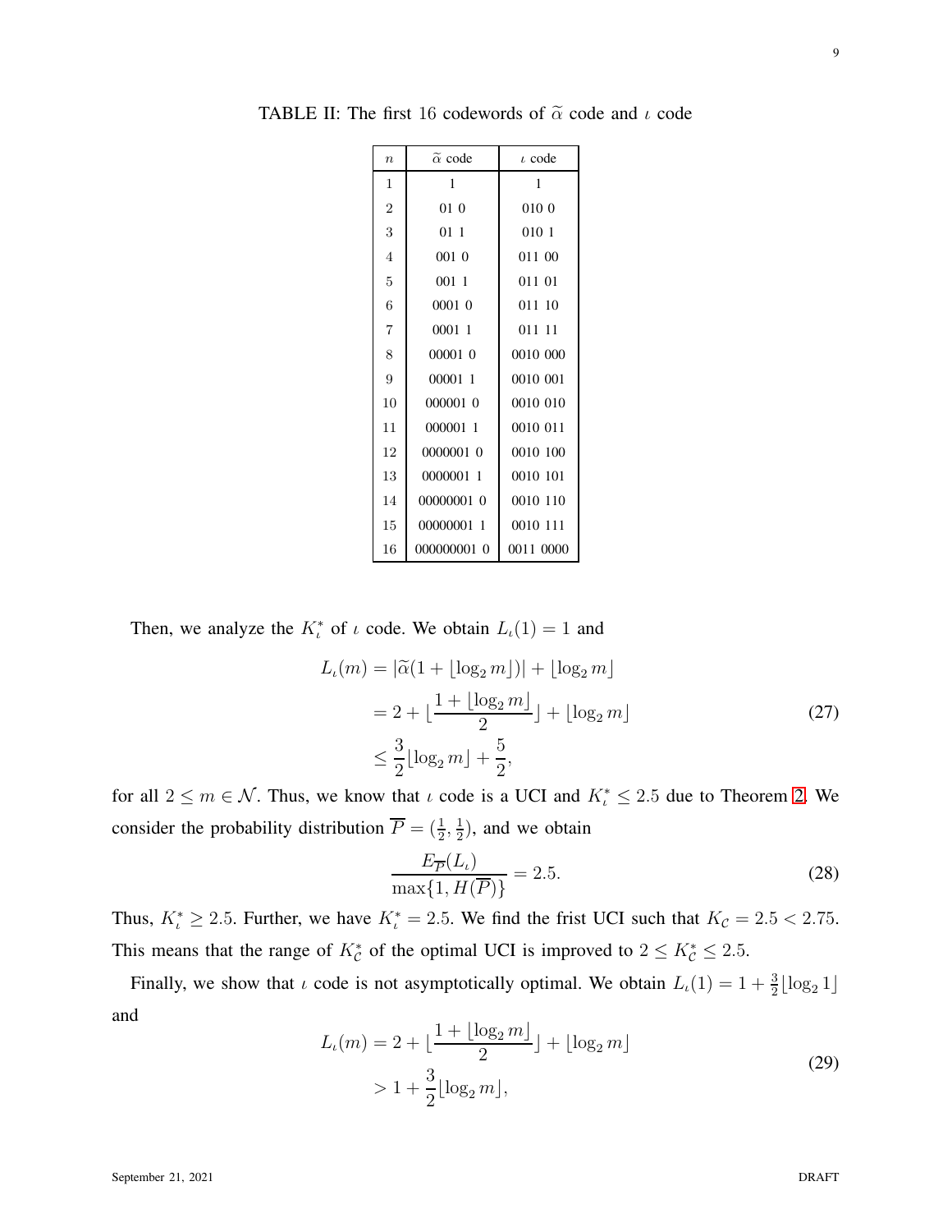TABLE II: The first 16 codewords of $\widetilde{\alpha}$ code and $\iota$ code

| $n$ | $\widetilde{\alpha}$ code | $\iota$ code |
|---|---|---|
| 1 | 1 | 1 |
| 2 | 01 0 | 010 0 |
| 3 | 01 1 | 010 1 |
| 4 | 001 0 | 011 00 |
| 5 | 001 1 | 011 01 |
| 6 | 0001 0 | 011 10 |
| 7 | 0001 1 | 011 11 |
| 8 | 00001 0 | 0010 000 |
| 9 | 00001 1 | 0010 001 |
| 10 | 000001 0 | 0010 010 |
| 11 | 000001 1 | 0010 011 |
| 12 | 0000001 0 | 0010 100 |
| 13 | 0000001 1 | 0010 101 |
| 14 | 00000001 0 | 0010 110 |
| 15 | 00000001 1 | 0010 111 |
| 16 | 000000001 0 | 0011 0000 |

Then, we analyze the $K_\iota^*$ of $\iota$ code. We obtain $L_\iota(1) = 1$ and

$$
\begin{aligned}
L_\iota(m) &= |\widetilde{\alpha}(1 + \lfloor \log_2 m \rfloor)| + \lfloor \log_2 m \rfloor \\
&= 2 + \lfloor \frac{1 + \lfloor \log_2 m \rfloor}{2} \rfloor + \lfloor \log_2 m \rfloor \\
&\leq \frac{3}{2} \lfloor \log_2 m \rfloor + \frac{5}{2},
\end{aligned}
\tag{27}
$$

for all $2 \leq m \in \mathcal{N}$. Thus, we know that $\iota$ code is a UCI and $K_\iota^* \leq 2.5$ due to Theorem 2. We consider the probability distribution $\overline{P} = (\frac{1}{2}, \frac{1}{2})$, and we obtain

$$
\frac{E_{\overline{P}}(L_\iota)}{\max\{1, H(\overline{P})\}} = 2.5. \tag{28}
$$

Thus, $K_\iota^* \geq 2.5$. Further, we have $K_\iota^* = 2.5$. We find the frist UCI such that $K_\mathcal{C} = 2.5 < 2.75$. This means that the range of $K_\mathcal{C}^*$ of the optimal UCI is improved to $2 \leq K_\mathcal{C}^* \leq 2.5$.

Finally, we show that $\iota$ code is not asymptotically optimal. We obtain $L_\iota(1) = 1 + \frac{3}{2} \lfloor \log_2 1 \rfloor$ and

$$
\begin{aligned}
L_\iota(m) &= 2 + \lfloor \frac{1 + \lfloor \log_2 m \rfloor}{2} \rfloor + \lfloor \log_2 m \rfloor \\
&> 1 + \frac{3}{2} \lfloor \log_2 m \rfloor,
\end{aligned}
\tag{29}
$$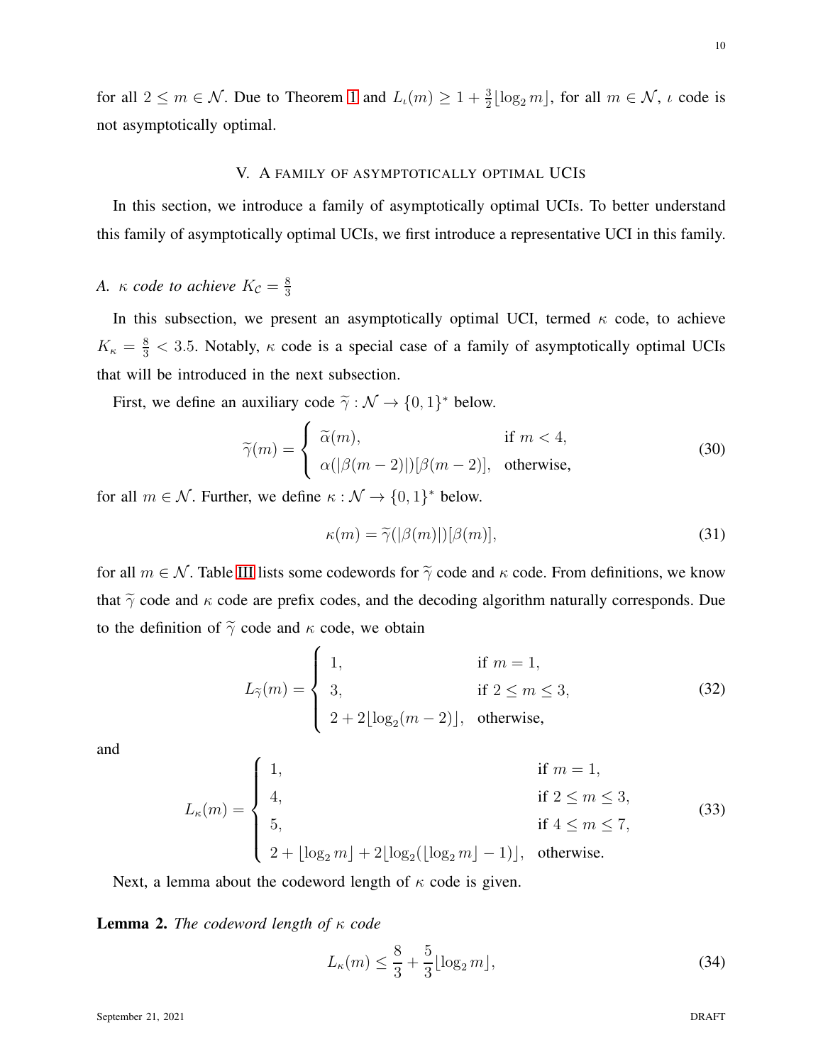for all $2 \leq m \in \mathcal{N}$. Due to Theorem 1 and $L_\iota(m) \geq 1 + \frac{3}{2}\lfloor \log_2 m \rfloor$, for all $m \in \mathcal{N}$, $\iota$ code is not asymptotically optimal.

## V. A family of asymptotically optimal UCIs

In this section, we introduce a family of asymptotically optimal UCIs. To better understand this family of asymptotically optimal UCIs, we first introduce a representative UCI in this family.

### A. $\kappa$ code to achieve $K_{\mathcal{C}} = \frac{8}{3}$

In this subsection, we present an asymptotically optimal UCI, termed $\kappa$ code, to achieve $K_\kappa = \frac{8}{3} < 3.5$. Notably, $\kappa$ code is a special case of a family of asymptotically optimal UCIs that will be introduced in the next subsection.

First, we define an auxiliary code $\widetilde{\gamma} : \mathcal{N} \to \{0, 1\}^*$ below.

$$\widetilde{\gamma}(m) = \begin{cases} \widetilde{\alpha}(m), & \text{if } m < 4, \\ \alpha(|\beta(m-2)|)[\beta(m-2)], & \text{otherwise,} \end{cases} \tag{30}$$

for all $m \in \mathcal{N}$. Further, we define $\kappa : \mathcal{N} \to \{0, 1\}^*$ below.

$$\kappa(m) = \widetilde{\gamma}(|\beta(m)|)[\beta(m)], \tag{31}$$

for all $m \in \mathcal{N}$. Table III lists some codewords for $\widetilde{\gamma}$ code and $\kappa$ code. From definitions, we know that $\widetilde{\gamma}$ code and $\kappa$ code are prefix codes, and the decoding algorithm naturally corresponds. Due to the definition of $\widetilde{\gamma}$ code and $\kappa$ code, we obtain

$$L_{\widetilde{\gamma}}(m) = \begin{cases} 1, & \text{if } m = 1, \\ 3, & \text{if } 2 \leq m \leq 3, \\ 2 + 2\lfloor \log_2(m-2) \rfloor, & \text{otherwise,} \end{cases} \tag{32}$$

and

$$L_\kappa(m) = \begin{cases} 1, & \text{if } m = 1, \\ 4, & \text{if } 2 \leq m \leq 3, \\ 5, & \text{if } 4 \leq m \leq 7, \\ 2 + \lfloor \log_2 m \rfloor + 2\lfloor \log_2(\lfloor \log_2 m \rfloor - 1) \rfloor, & \text{otherwise.} \end{cases} \tag{33}$$

Next, a lemma about the codeword length of $\kappa$ code is given.

**Lemma 2.** *The codeword length of $\kappa$ code*

$$L_\kappa(m) \leq \frac{8}{3} + \frac{5}{3}\lfloor \log_2 m \rfloor, \tag{34}$$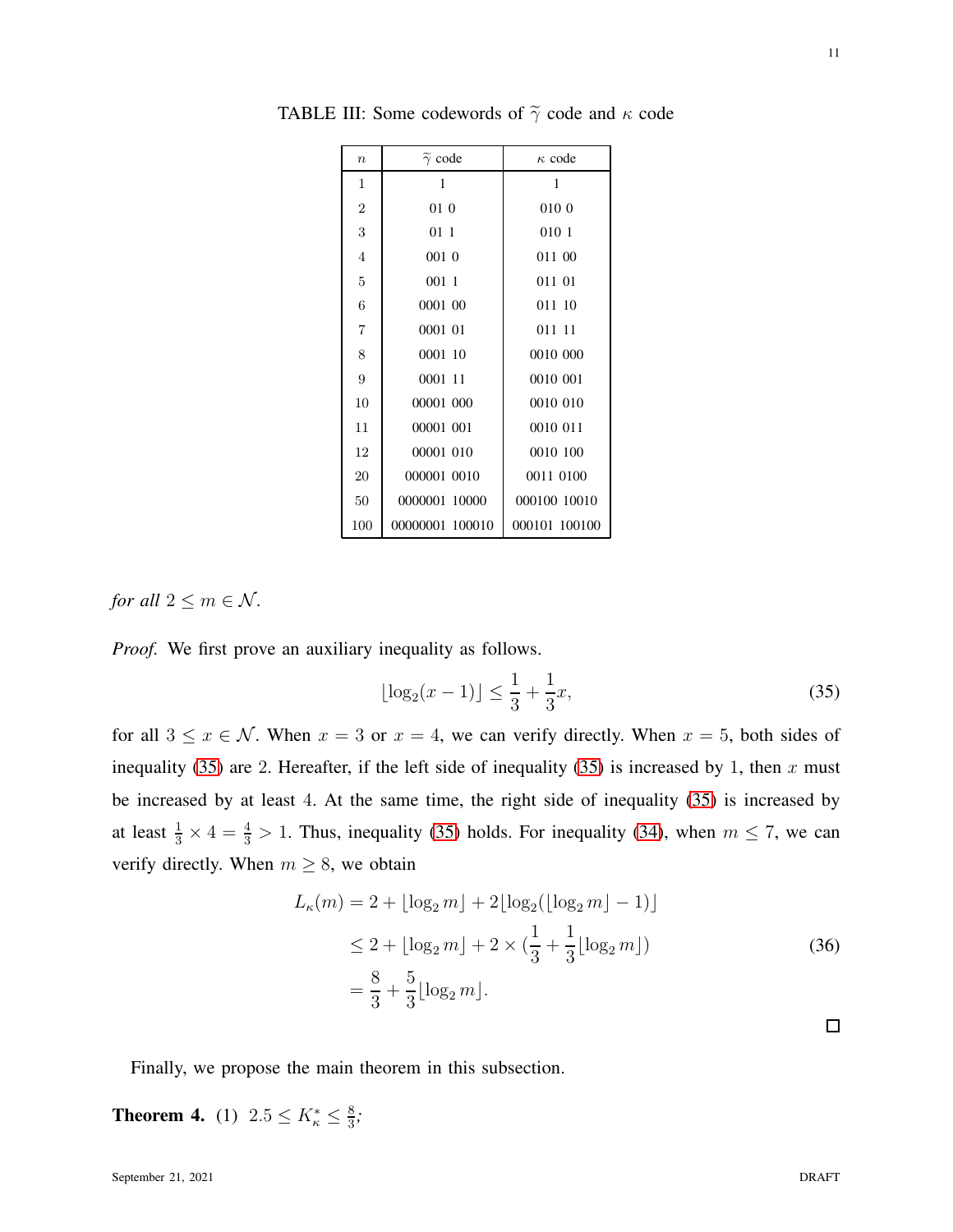TABLE III: Some codewords of $\widetilde{\gamma}$ code and $\kappa$ code

| $n$ | $\widetilde{\gamma}$ code | $\kappa$ code |
|---|---|---|
| 1 | 1 | 1 |
| 2 | 01 0 | 010 0 |
| 3 | 01 1 | 010 1 |
| 4 | 001 0 | 011 00 |
| 5 | 001 1 | 011 01 |
| 6 | 0001 00 | 011 10 |
| 7 | 0001 01 | 011 11 |
| 8 | 0001 10 | 0010 000 |
| 9 | 0001 11 | 0010 001 |
| 10 | 00001 000 | 0010 010 |
| 11 | 00001 001 | 0010 011 |
| 12 | 00001 010 | 0010 100 |
| 20 | 000001 0010 | 0011 0100 |
| 50 | 0000001 10000 | 000100 10010 |
| 100 | 00000001 100010 | 000101 100100 |

*for all* $2 \leq m \in \mathcal{N}$.

*Proof.* We first prove an auxiliary inequality as follows.

$$\lfloor \log_2(x-1) \rfloor \leq \frac{1}{3} + \frac{1}{3}x, \tag{35}$$

for all $3 \leq x \in \mathcal{N}$. When $x = 3$ or $x = 4$, we can verify directly. When $x = 5$, both sides of inequality (35) are 2. Hereafter, if the left side of inequality (35) is increased by 1, then $x$ must be increased by at least 4. At the same time, the right side of inequality (35) is increased by at least $\frac{1}{3} \times 4 = \frac{4}{3} > 1$. Thus, inequality (35) holds. For inequality (34), when $m \leq 7$, we can verify directly. When $m \geq 8$, we obtain

$$\begin{aligned} L_\kappa(m) &= 2 + \lfloor \log_2 m \rfloor + 2\lfloor \log_2(\lfloor \log_2 m \rfloor - 1) \rfloor \\ &\leq 2 + \lfloor \log_2 m \rfloor + 2 \times (\frac{1}{3} + \frac{1}{3}\lfloor \log_2 m \rfloor) \\ &= \frac{8}{3} + \frac{5}{3}\lfloor \log_2 m \rfloor. \end{aligned} \tag{36}$$

□

Finally, we propose the main theorem in this subsection.

**Theorem 4.** (1) $2.5 \leq K_\kappa^* \leq \frac{8}{3}$;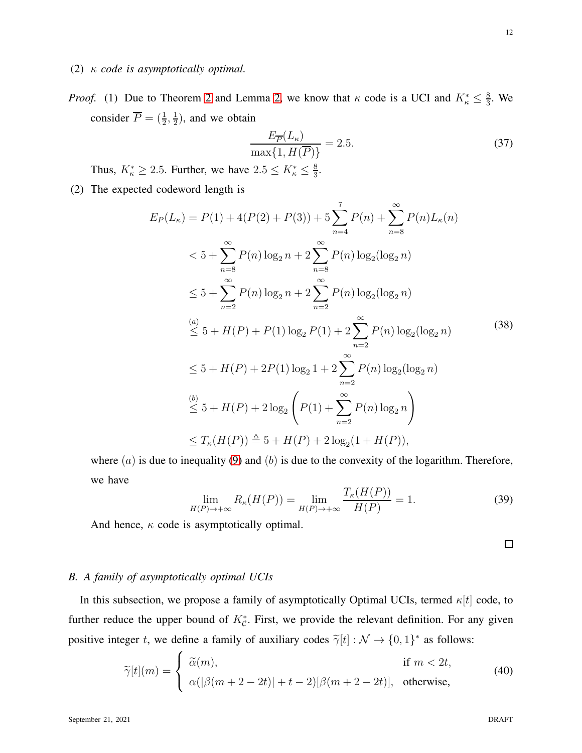(2) *$\kappa$ code is asymptotically optimal.*

*Proof.* (1) Due to Theorem 2 and Lemma 2, we know that $\kappa$ code is a UCI and $K^*_\kappa \leq \frac{8}{3}$. We consider $\overline{P} = (\frac{1}{2}, \frac{1}{2})$, and we obtain

$$\frac{E_{\overline{P}}(L_\kappa)}{\max\{1, H(\overline{P})\}} = 2.5. \tag{37}$$

Thus, $K^*_\kappa \geq 2.5$. Further, we have $2.5 \leq K^*_\kappa \leq \frac{8}{3}$.

(2) The expected codeword length is

$$\begin{aligned}
E_P(L_\kappa) &= P(1) + 4(P(2) + P(3)) + 5\sum_{n=4}^{7} P(n) + \sum_{n=8}^{\infty} P(n)L_\kappa(n) \\
&< 5 + \sum_{n=8}^{\infty} P(n)\log_2 n + 2\sum_{n=8}^{\infty} P(n)\log_2(\log_2 n) \\
&\leq 5 + \sum_{n=2}^{\infty} P(n)\log_2 n + 2\sum_{n=2}^{\infty} P(n)\log_2(\log_2 n) \\
&\overset{(a)}{\leq} 5 + H(P) + P(1)\log_2 P(1) + 2\sum_{n=2}^{\infty} P(n)\log_2(\log_2 n) \\
&\leq 5 + H(P) + 2P(1)\log_2 1 + 2\sum_{n=2}^{\infty} P(n)\log_2(\log_2 n) \\
&\overset{(b)}{\leq} 5 + H(P) + 2\log_2\left(P(1) + \sum_{n=2}^{\infty} P(n)\log_2 n\right) \\
&\leq T_\kappa(H(P)) \triangleq 5 + H(P) + 2\log_2(1 + H(P)),
\end{aligned} \tag{38}$$

where $(a)$ is due to inequality (9) and $(b)$ is due to the convexity of the logarithm. Therefore, we have

$$\lim_{H(P)\to+\infty} R_\kappa(H(P)) = \lim_{H(P)\to+\infty} \frac{T_\kappa(H(P))}{H(P)} = 1. \tag{39}$$

And hence, $\kappa$ code is asymptotically optimal.

□

### *B. A family of asymptotically optimal UCIs*

In this subsection, we propose a family of asymptotically Optimal UCIs, termed $\kappa[t]$ code, to further reduce the upper bound of $K^*_{\mathcal{C}}$. First, we provide the relevant definition. For any given positive integer $t$, we define a family of auxiliary codes $\widetilde{\gamma}[t] : \mathcal{N} \to \{0,1\}^*$ as follows:

$$\widetilde{\gamma}[t](m) = \begin{cases} \widetilde{\alpha}(m), & \text{if } m < 2t, \\ \alpha(|\beta(m+2-2t)| + t - 2)[\beta(m+2-2t)], & \text{otherwise,} \end{cases} \tag{40}$$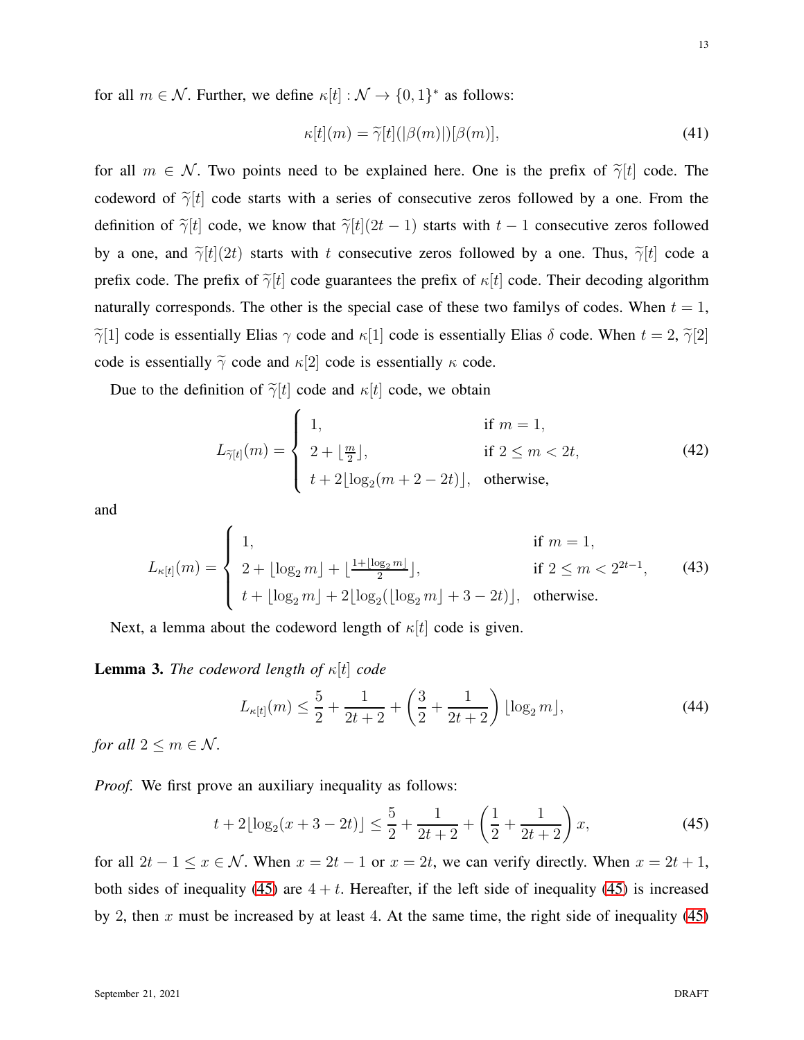for all $m \in \mathcal{N}$. Further, we define $\kappa[t] : \mathcal{N} \to \{0,1\}^*$ as follows:

$$\kappa[t](m) = \widetilde{\gamma}[t](|\beta(m)|)[\beta(m)], \tag{41}$$

for all $m \in \mathcal{N}$. Two points need to be explained here. One is the prefix of $\widetilde{\gamma}[t]$ code. The codeword of $\widetilde{\gamma}[t]$ code starts with a series of consecutive zeros followed by a one. From the definition of $\widetilde{\gamma}[t]$ code, we know that $\widetilde{\gamma}[t](2t-1)$ starts with $t-1$ consecutive zeros followed by a one, and $\widetilde{\gamma}[t](2t)$ starts with $t$ consecutive zeros followed by a one. Thus, $\widetilde{\gamma}[t]$ code a prefix code. The prefix of $\widetilde{\gamma}[t]$ code guarantees the prefix of $\kappa[t]$ code. Their decoding algorithm naturally corresponds. The other is the special case of these two familys of codes. When $t = 1$, $\widetilde{\gamma}[1]$ code is essentially Elias $\gamma$ code and $\kappa[1]$ code is essentially Elias $\delta$ code. When $t = 2$, $\widetilde{\gamma}[2]$ code is essentially $\widetilde{\gamma}$ code and $\kappa[2]$ code is essentially $\kappa$ code.

Due to the definition of $\widetilde{\gamma}[t]$ code and $\kappa[t]$ code, we obtain

$$L_{\widetilde{\gamma}[t]}(m) = \begin{cases} 1, & \text{if } m = 1, \\ 2 + \lfloor \frac{m}{2} \rfloor, & \text{if } 2 \le m < 2t, \\ t + 2\lfloor \log_2(m + 2 - 2t) \rfloor, & \text{otherwise,} \end{cases} \tag{42}$$

and

$$L_{\kappa[t]}(m) = \begin{cases} 1, & \text{if } m = 1, \\ 2 + \lfloor \log_2 m \rfloor + \lfloor \frac{1 + \lfloor \log_2 m \rfloor}{2} \rfloor, & \text{if } 2 \le m < 2^{2t-1}, \\ t + \lfloor \log_2 m \rfloor + 2\lfloor \log_2(\lfloor \log_2 m \rfloor + 3 - 2t) \rfloor, & \text{otherwise.} \end{cases} \tag{43}$$

Next, a lemma about the codeword length of $\kappa[t]$ code is given.

**Lemma 3.** *The codeword length of $\kappa[t]$ code*

$$L_{\kappa[t]}(m) \le \frac{5}{2} + \frac{1}{2t+2} + \left(\frac{3}{2} + \frac{1}{2t+2}\right)\lfloor \log_2 m \rfloor, \tag{44}$$

*for all $2 \le m \in \mathcal{N}$.*

*Proof.* We first prove an auxiliary inequality as follows:

$$t + 2\lfloor \log_2(x + 3 - 2t) \rfloor \le \frac{5}{2} + \frac{1}{2t+2} + \left(\frac{1}{2} + \frac{1}{2t+2}\right)x, \tag{45}$$

for all $2t - 1 \le x \in \mathcal{N}$. When $x = 2t - 1$ or $x = 2t$, we can verify directly. When $x = 2t + 1$, both sides of inequality (45) are $4 + t$. Hereafter, if the left side of inequality (45) is increased by 2, then $x$ must be increased by at least 4. At the same time, the right side of inequality (45)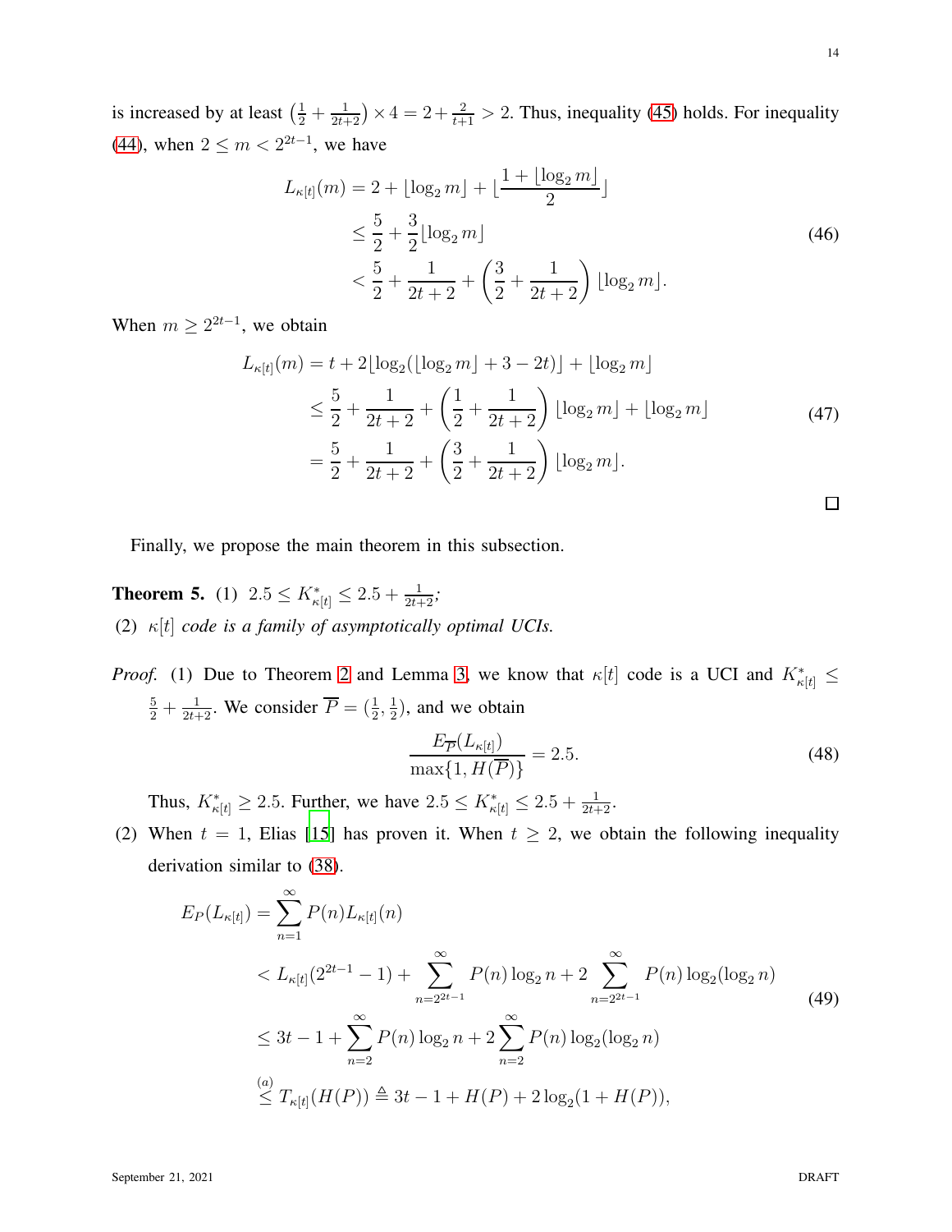is increased by at least $\left(\frac{1}{2}+\frac{1}{2t+2}\right)\times 4 = 2+\frac{2}{t+1} > 2$. Thus, inequality (45) holds. For inequality (44), when $2 \le m < 2^{2t-1}$, we have

$$
\begin{aligned}
L_{\kappa[t]}(m) &= 2 + \lfloor \log_2 m \rfloor + \lfloor \frac{1+\lfloor \log_2 m \rfloor}{2} \rfloor \\
&\le \frac{5}{2} + \frac{3}{2}\lfloor \log_2 m \rfloor \\
&< \frac{5}{2} + \frac{1}{2t+2} + \left(\frac{3}{2}+\frac{1}{2t+2}\right)\lfloor \log_2 m \rfloor.
\end{aligned}
\tag{46}
$$

When $m \ge 2^{2t-1}$, we obtain

$$
\begin{aligned}
L_{\kappa[t]}(m) &= t + 2\lfloor \log_2(\lfloor \log_2 m \rfloor + 3 - 2t) \rfloor + \lfloor \log_2 m \rfloor \\
&\le \frac{5}{2} + \frac{1}{2t+2} + \left(\frac{1}{2}+\frac{1}{2t+2}\right)\lfloor \log_2 m \rfloor + \lfloor \log_2 m \rfloor \\
&= \frac{5}{2} + \frac{1}{2t+2} + \left(\frac{3}{2}+\frac{1}{2t+2}\right)\lfloor \log_2 m \rfloor.
\end{aligned}
\tag{47}
$$

□

Finally, we propose the main theorem in this subsection.

**Theorem 5.** (1) $2.5 \le K^*_{\kappa[t]} \le 2.5 + \frac{1}{2t+2}$;

(2) $\kappa[t]$ *code is a family of asymptotically optimal UCIs.*

*Proof.* (1) Due to Theorem 2 and Lemma 3, we know that $\kappa[t]$ code is a UCI and $K^*_{\kappa[t]} \le \frac{5}{2} + \frac{1}{2t+2}$. We consider $\overline{P} = (\frac{1}{2}, \frac{1}{2})$, and we obtain

$$
\frac{E_{\overline{P}}(L_{\kappa[t]})}{\max\{1, H(\overline{P})\}} = 2.5.
\tag{48}
$$

Thus, $K^*_{\kappa[t]} \ge 2.5$. Further, we have $2.5 \le K^*_{\kappa[t]} \le 2.5 + \frac{1}{2t+2}$.

(2) When $t = 1$, Elias [15] has proven it. When $t \ge 2$, we obtain the following inequality derivation similar to (38).

$$
\begin{aligned}
E_P(L_{\kappa[t]}) &= \sum_{n=1}^{\infty} P(n) L_{\kappa[t]}(n) \\
&< L_{\kappa[t]}(2^{2t-1}-1) + \sum_{n=2^{2t-1}}^{\infty} P(n)\log_2 n + 2\sum_{n=2^{2t-1}}^{\infty} P(n)\log_2(\log_2 n) \\
&\le 3t - 1 + \sum_{n=2}^{\infty} P(n)\log_2 n + 2\sum_{n=2}^{\infty} P(n)\log_2(\log_2 n) \\
&\overset{(a)}{\le} T_{\kappa[t]}(H(P)) \triangleq 3t - 1 + H(P) + 2\log_2(1+H(P)),
\end{aligned}
\tag{49}
$$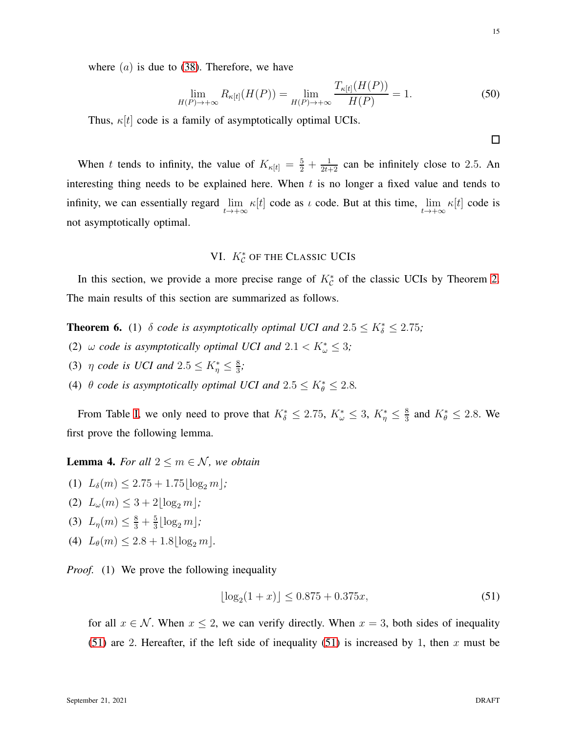where $(a)$ is due to (38). Therefore, we have

$$\lim_{H(P)\to+\infty} R_{\kappa[t]}(H(P)) = \lim_{H(P)\to+\infty} \frac{T_{\kappa[t]}(H(P))}{H(P)} = 1. \tag{50}$$

Thus, $\kappa[t]$ code is a family of asymptotically optimal UCIs.

□

When $t$ tends to infinity, the value of $K_{\kappa[t]} = \frac{5}{2} + \frac{1}{2t+2}$ can be infinitely close to $2.5$. An interesting thing needs to be explained here. When $t$ is no longer a fixed value and tends to infinity, we can essentially regard $\lim\limits_{t\to+\infty} \kappa[t]$ code as $\iota$ code. But at this time, $\lim\limits_{t\to+\infty} \kappa[t]$ code is not asymptotically optimal.

## VI. $K_{\mathcal{C}}^*$ of the Classic UCIs

In this section, we provide a more precise range of $K_{\mathcal{C}}^*$ of the classic UCIs by Theorem 2. The main results of this section are summarized as follows.

**Theorem 6.** (1) *$\delta$ code is asymptotically optimal UCI and $2.5 \le K_\delta^* \le 2.75$;*

(2) *$\omega$ code is asymptotically optimal UCI and $2.1 < K_\omega^* \le 3$;*

(3) *$\eta$ code is UCI and $2.5 \le K_\eta^* \le \frac{8}{3}$;*

(4) *$\theta$ code is asymptotically optimal UCI and $2.5 \le K_\theta^* \le 2.8$.*

From Table I, we only need to prove that $K_\delta^* \le 2.75$, $K_\omega^* \le 3$, $K_\eta^* \le \frac{8}{3}$ and $K_\theta^* \le 2.8$. We first prove the following lemma.

**Lemma 4.** *For all $2 \le m \in \mathcal{N}$, we obtain*

(1) *$L_\delta(m) \le 2.75 + 1.75\lfloor \log_2 m \rfloor$;*

(2) *$L_\omega(m) \le 3 + 2\lfloor \log_2 m \rfloor$;*

(3) *$L_\eta(m) \le \frac{8}{3} + \frac{5}{3}\lfloor \log_2 m \rfloor$;*

(4) *$L_\theta(m) \le 2.8 + 1.8\lfloor \log_2 m \rfloor$.*

*Proof.* (1) We prove the following inequality

$$\lfloor \log_2(1+x) \rfloor \le 0.875 + 0.375x, \tag{51}$$

for all $x \in \mathcal{N}$. When $x \le 2$, we can verify directly. When $x = 3$, both sides of inequality (51) are 2. Hereafter, if the left side of inequality (51) is increased by 1, then $x$ must be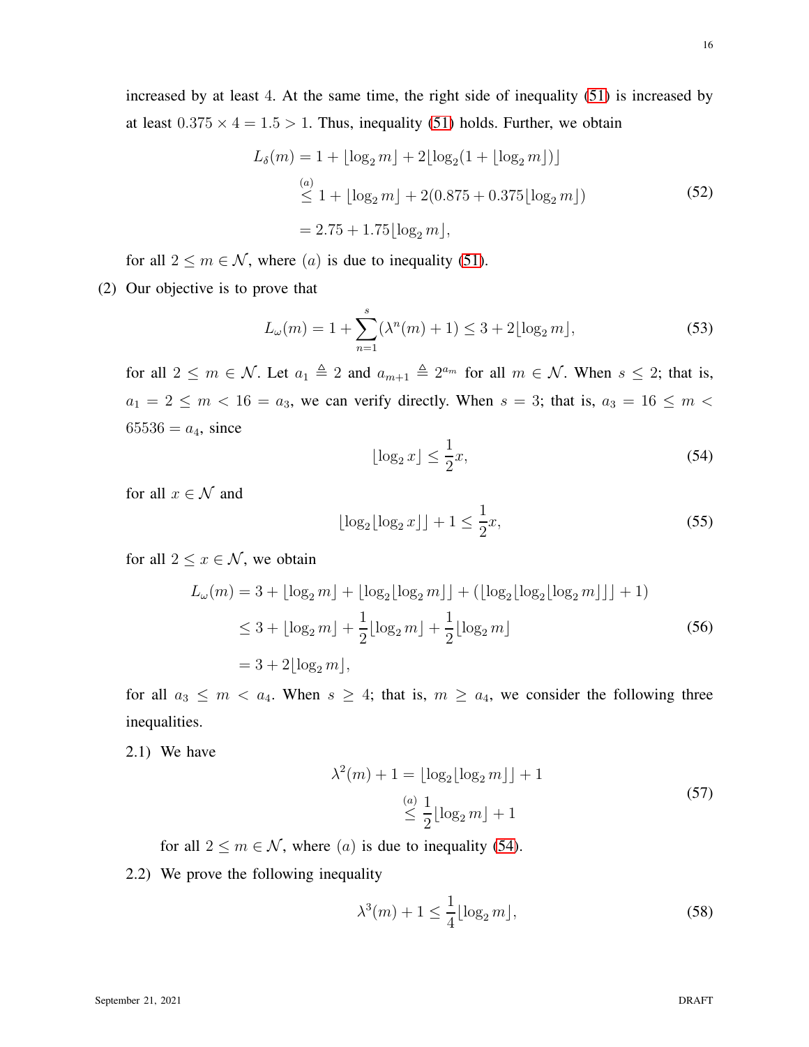increased by at least 4. At the same time, the right side of inequality (51) is increased by at least $0.375 \times 4 = 1.5 > 1$. Thus, inequality (51) holds. Further, we obtain

$$
\begin{aligned}
L_\delta(m) &= 1 + \lfloor \log_2 m \rfloor + 2\lfloor \log_2(1 + \lfloor \log_2 m \rfloor) \rfloor \\
&\overset{(a)}{\leq} 1 + \lfloor \log_2 m \rfloor + 2(0.875 + 0.375\lfloor \log_2 m \rfloor) \\
&= 2.75 + 1.75\lfloor \log_2 m \rfloor,
\end{aligned} \tag{52}
$$

for all $2 \leq m \in \mathcal{N}$, where $(a)$ is due to inequality (51).

(2) Our objective is to prove that

$$
L_\omega(m) = 1 + \sum_{n=1}^{s} (\lambda^n(m) + 1) \leq 3 + 2\lfloor \log_2 m \rfloor, \tag{53}
$$

for all $2 \leq m \in \mathcal{N}$. Let $a_1 \triangleq 2$ and $a_{m+1} \triangleq 2^{a_m}$ for all $m \in \mathcal{N}$. When $s \leq 2$; that is, $a_1 = 2 \leq m < 16 = a_3$, we can verify directly. When $s = 3$; that is, $a_3 = 16 \leq m < 65536 = a_4$, since

$$
\lfloor \log_2 x \rfloor \leq \frac{1}{2}x, \tag{54}
$$

for all $x \in \mathcal{N}$ and

$$
\lfloor \log_2 \lfloor \log_2 x \rfloor \rfloor + 1 \leq \frac{1}{2}x, \tag{55}
$$

for all $2 \leq x \in \mathcal{N}$, we obtain

$$
\begin{aligned}
L_\omega(m) &= 3 + \lfloor \log_2 m \rfloor + \lfloor \log_2 \lfloor \log_2 m \rfloor \rfloor + (\lfloor \log_2 \lfloor \log_2 \lfloor \log_2 m \rfloor \rfloor \rfloor + 1) \\
&\leq 3 + \lfloor \log_2 m \rfloor + \frac{1}{2}\lfloor \log_2 m \rfloor + \frac{1}{2}\lfloor \log_2 m \rfloor \\
&= 3 + 2\lfloor \log_2 m \rfloor,
\end{aligned} \tag{56}
$$

for all $a_3 \leq m < a_4$. When $s \geq 4$; that is, $m \geq a_4$, we consider the following three inequalities.

2.1) We have

$$
\begin{aligned}
\lambda^2(m) + 1 &= \lfloor \log_2 \lfloor \log_2 m \rfloor \rfloor + 1 \\
&\overset{(a)}{\leq} \frac{1}{2}\lfloor \log_2 m \rfloor + 1
\end{aligned} \tag{57}
$$

for all $2 \leq m \in \mathcal{N}$, where $(a)$ is due to inequality (54).

2.2) We prove the following inequality

$$
\lambda^3(m) + 1 \leq \frac{1}{4}\lfloor \log_2 m \rfloor, \tag{58}
$$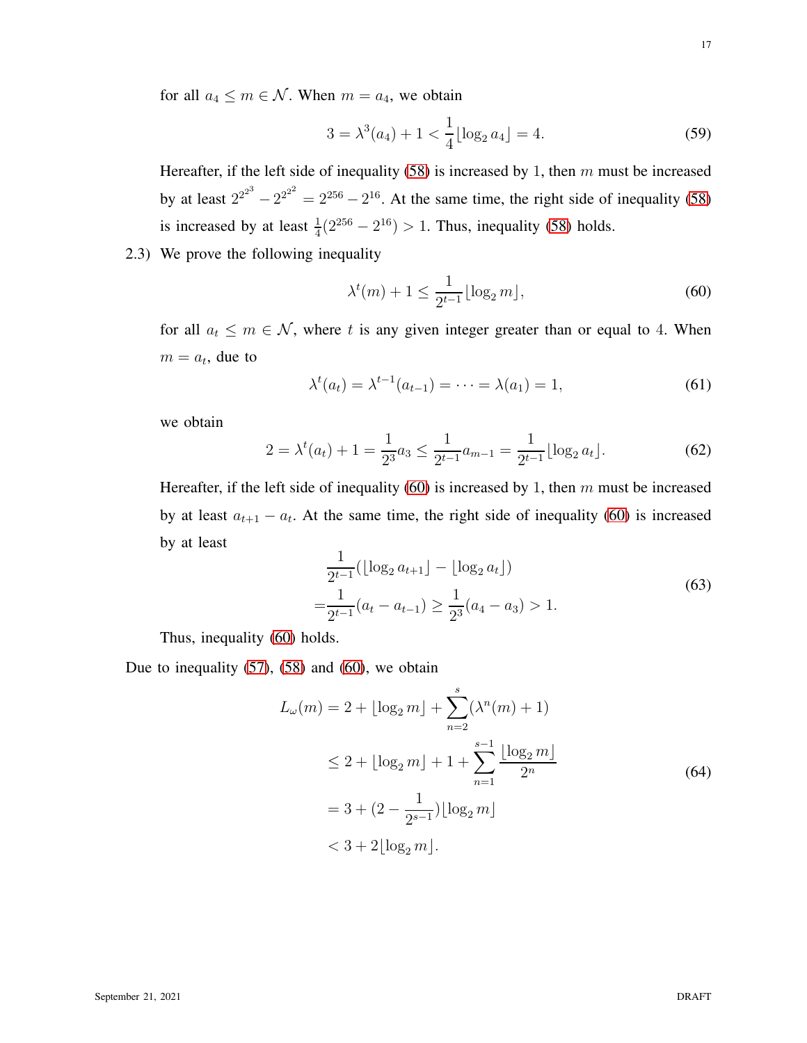for all $a_4 \leq m \in \mathcal{N}$. When $m = a_4$, we obtain

$$3 = \lambda^3(a_4) + 1 < \frac{1}{4}\lfloor \log_2 a_4 \rfloor = 4. \tag{59}$$

Hereafter, if the left side of inequality (58) is increased by 1, then $m$ must be increased by at least $2^{2^{2^3}} - 2^{2^{2^2}} = 2^{256} - 2^{16}$. At the same time, the right side of inequality (58) is increased by at least $\frac{1}{4}(2^{256} - 2^{16}) > 1$. Thus, inequality (58) holds.

2.3) We prove the following inequality

$$\lambda^t(m) + 1 \leq \frac{1}{2^{t-1}}\lfloor \log_2 m \rfloor, \tag{60}$$

for all $a_t \leq m \in \mathcal{N}$, where $t$ is any given integer greater than or equal to 4. When $m = a_t$, due to

$$\lambda^t(a_t) = \lambda^{t-1}(a_{t-1}) = \cdots = \lambda(a_1) = 1, \tag{61}$$

we obtain

$$2 = \lambda^t(a_t) + 1 = \frac{1}{2^3}a_3 \leq \frac{1}{2^{t-1}}a_{m-1} = \frac{1}{2^{t-1}}\lfloor \log_2 a_t \rfloor. \tag{62}$$

Hereafter, if the left side of inequality (60) is increased by 1, then $m$ must be increased by at least $a_{t+1} - a_t$. At the same time, the right side of inequality (60) is increased by at least

$$\begin{aligned} &\frac{1}{2^{t-1}}(\lfloor \log_2 a_{t+1} \rfloor - \lfloor \log_2 a_t \rfloor) \\ =&\frac{1}{2^{t-1}}(a_t - a_{t-1}) \geq \frac{1}{2^3}(a_4 - a_3) > 1. \end{aligned} \tag{63}$$

Thus, inequality (60) holds.

Due to inequality (57), (58) and (60), we obtain

$$\begin{aligned} L_\omega(m) &= 2 + \lfloor \log_2 m \rfloor + \sum_{n=2}^{s}(\lambda^n(m) + 1) \\ &\leq 2 + \lfloor \log_2 m \rfloor + 1 + \sum_{n=1}^{s-1}\frac{\lfloor \log_2 m \rfloor}{2^n} \\ &= 3 + (2 - \frac{1}{2^{s-1}})\lfloor \log_2 m \rfloor \\ &< 3 + 2\lfloor \log_2 m \rfloor. \end{aligned} \tag{64}$$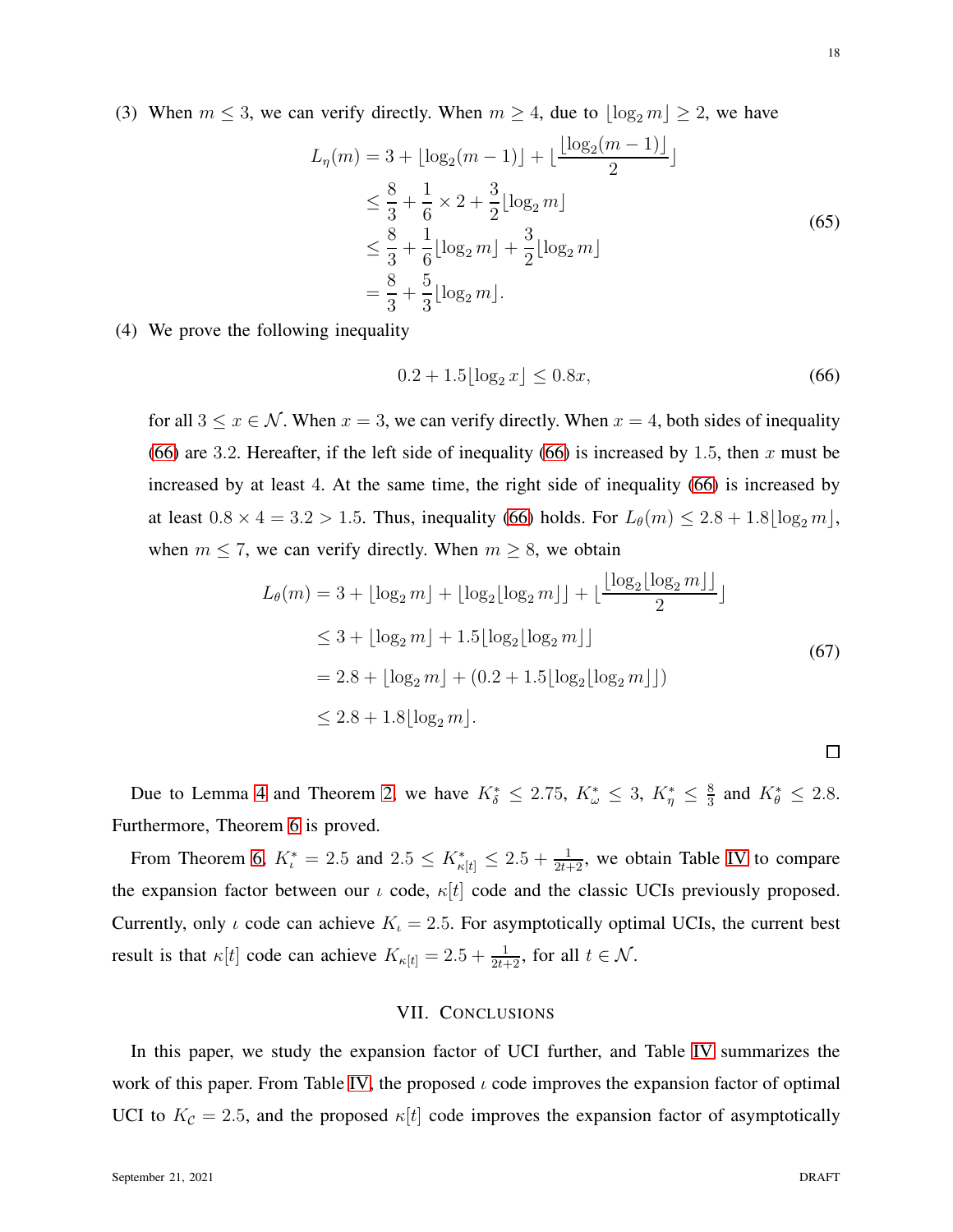(3) When $m \le 3$, we can verify directly. When $m \ge 4$, due to $\lfloor \log_2 m \rfloor \ge 2$, we have

$$
\begin{aligned}
L_\eta(m) &= 3 + \lfloor \log_2 (m-1) \rfloor + \lfloor \frac{\lfloor \log_2 (m-1) \rfloor}{2} \rfloor \\
&\le \frac{8}{3} + \frac{1}{6} \times 2 + \frac{3}{2} \lfloor \log_2 m \rfloor \\
&\le \frac{8}{3} + \frac{1}{6} \lfloor \log_2 m \rfloor + \frac{3}{2} \lfloor \log_2 m \rfloor \\
&= \frac{8}{3} + \frac{5}{3} \lfloor \log_2 m \rfloor .
\end{aligned} \tag{65}
$$

(4) We prove the following inequality

$$
0.2 + 1.5 \lfloor \log_2 x \rfloor \le 0.8x, \tag{66}
$$

for all $3 \le x \in \mathcal{N}$. When $x = 3$, we can verify directly. When $x = 4$, both sides of inequality (66) are 3.2. Hereafter, if the left side of inequality (66) is increased by 1.5, then $x$ must be increased by at least 4. At the same time, the right side of inequality (66) is increased by at least $0.8 \times 4 = 3.2 > 1.5$. Thus, inequality (66) holds. For $L_\theta(m) \le 2.8 + 1.8 \lfloor \log_2 m \rfloor$, when $m \le 7$, we can verify directly. When $m \ge 8$, we obtain

$$
\begin{aligned}
L_\theta(m) &= 3 + \lfloor \log_2 m \rfloor + \lfloor \log_2 \lfloor \log_2 m \rfloor \rfloor + \lfloor \frac{\lfloor \log_2 \lfloor \log_2 m \rfloor \rfloor}{2} \rfloor \\
&\le 3 + \lfloor \log_2 m \rfloor + 1.5 \lfloor \log_2 \lfloor \log_2 m \rfloor \rfloor \\
&= 2.8 + \lfloor \log_2 m \rfloor + (0.2 + 1.5 \lfloor \log_2 \lfloor \log_2 m \rfloor \rfloor) \\
&\le 2.8 + 1.8 \lfloor \log_2 m \rfloor .
\end{aligned} \tag{67}
$$

□

Due to Lemma 4 and Theorem 2, we have $K_\delta^* \le 2.75$, $K_\omega^* \le 3$, $K_\eta^* \le \frac{8}{3}$ and $K_\theta^* \le 2.8$. Furthermore, Theorem 6 is proved.

From Theorem 6, $K_\iota^* = 2.5$ and $2.5 \le K_{\kappa[t]}^* \le 2.5 + \frac{1}{2t+2}$, we obtain Table IV to compare the expansion factor between our $\iota$ code, $\kappa[t]$ code and the classic UCIs previously proposed. Currently, only $\iota$ code can achieve $K_\iota = 2.5$. For asymptotically optimal UCIs, the current best result is that $\kappa[t]$ code can achieve $K_{\kappa[t]} = 2.5 + \frac{1}{2t+2}$, for all $t \in \mathcal{N}$.

## VII. Conclusions

In this paper, we study the expansion factor of UCI further, and Table IV summarizes the work of this paper. From Table IV, the proposed $\iota$ code improves the expansion factor of optimal UCI to $K_{\mathcal{C}} = 2.5$, and the proposed $\kappa[t]$ code improves the expansion factor of asymptotically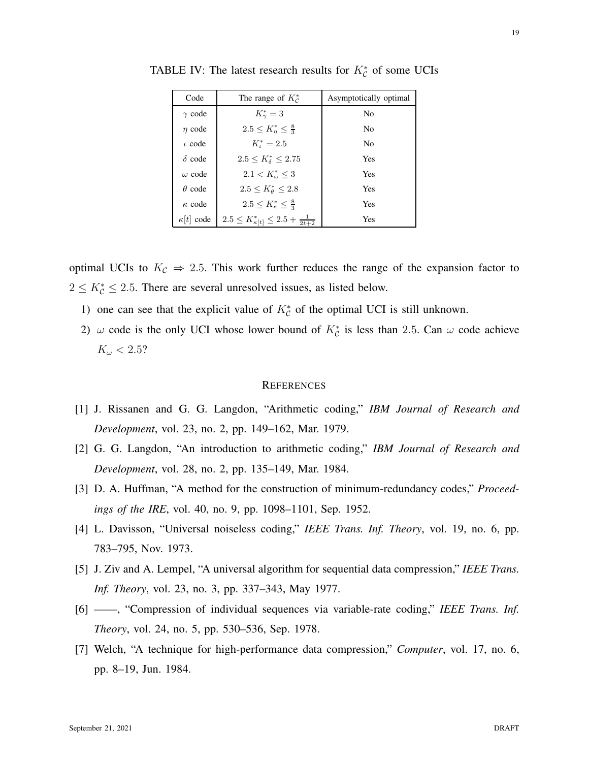TABLE IV: The latest research results for $K_{\mathcal{C}}^*$ of some UCIs

| Code | The range of $K_{\mathcal{C}}^*$ | Asymptotically optimal |
| --- | --- | --- |
| $\gamma$ code | $K_\gamma^* = 3$ | No |
| $\eta$ code | $2.5 \leq K_\eta^* \leq \frac{8}{3}$ | No |
| $\iota$ code | $K_\iota^* = 2.5$ | No |
| $\delta$ code | $2.5 \leq K_\delta^* \leq 2.75$ | Yes |
| $\omega$ code | $2.1 < K_\omega^* \leq 3$ | Yes |
| $\theta$ code | $2.5 \leq K_\theta^* \leq 2.8$ | Yes |
| $\kappa$ code | $2.5 \leq K_\kappa^* \leq \frac{8}{3}$ | Yes |
| $\kappa[t]$ code | $2.5 \leq K_{\kappa[t]}^* \leq 2.5 + \frac{1}{2t+2}$ | Yes |

optimal UCIs to $K_{\mathcal{C}} \Rightarrow 2.5$. This work further reduces the range of the expansion factor to $2 \leq K_{\mathcal{C}}^* \leq 2.5$. There are several unresolved issues, as listed below.

1) one can see that the explicit value of $K_{\mathcal{C}}^*$ of the optimal UCI is still unknown.
2) $\omega$ code is the only UCI whose lower bound of $K_{\mathcal{C}}^*$ is less than $2.5$. Can $\omega$ code achieve $K_\omega < 2.5$?

## REFERENCES

[1] J. Rissanen and G. G. Langdon, "Arithmetic coding," *IBM Journal of Research and Development*, vol. 23, no. 2, pp. 149–162, Mar. 1979.

[2] G. G. Langdon, "An introduction to arithmetic coding," *IBM Journal of Research and Development*, vol. 28, no. 2, pp. 135–149, Mar. 1984.

[3] D. A. Huffman, "A method for the construction of minimum-redundancy codes," *Proceedings of the IRE*, vol. 40, no. 9, pp. 1098–1101, Sep. 1952.

[4] L. Davisson, "Universal noiseless coding," *IEEE Trans. Inf. Theory*, vol. 19, no. 6, pp. 783–795, Nov. 1973.

[5] J. Ziv and A. Lempel, "A universal algorithm for sequential data compression," *IEEE Trans. Inf. Theory*, vol. 23, no. 3, pp. 337–343, May 1977.

[6] ——, "Compression of individual sequences via variable-rate coding," *IEEE Trans. Inf. Theory*, vol. 24, no. 5, pp. 530–536, Sep. 1978.

[7] Welch, "A technique for high-performance data compression," *Computer*, vol. 17, no. 6, pp. 8–19, Jun. 1984.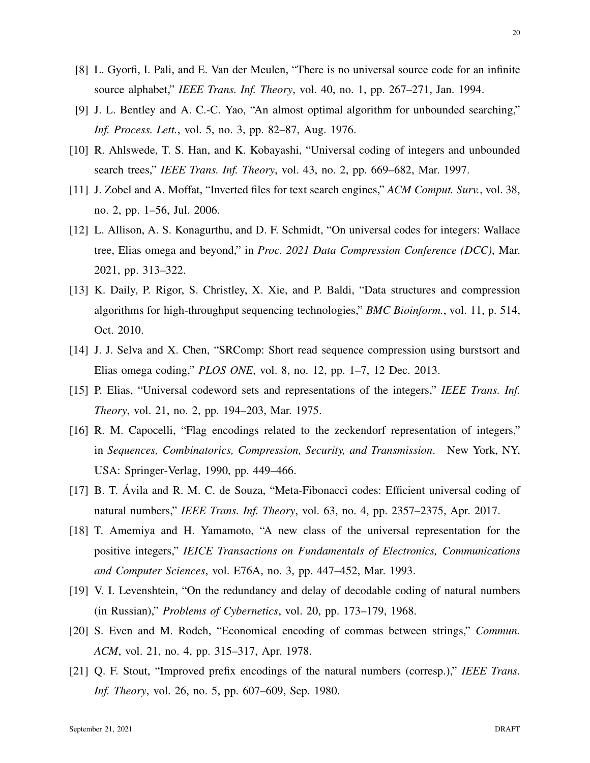[8] L. Gyorfi, I. Pali, and E. Van der Meulen, "There is no universal source code for an infinite source alphabet," *IEEE Trans. Inf. Theory*, vol. 40, no. 1, pp. 267–271, Jan. 1994.

[9] J. L. Bentley and A. C.-C. Yao, "An almost optimal algorithm for unbounded searching," *Inf. Process. Lett.*, vol. 5, no. 3, pp. 82–87, Aug. 1976.

[10] R. Ahlswede, T. S. Han, and K. Kobayashi, "Universal coding of integers and unbounded search trees," *IEEE Trans. Inf. Theory*, vol. 43, no. 2, pp. 669–682, Mar. 1997.

[11] J. Zobel and A. Moffat, "Inverted files for text search engines," *ACM Comput. Surv.*, vol. 38, no. 2, pp. 1–56, Jul. 2006.

[12] L. Allison, A. S. Konagurthu, and D. F. Schmidt, "On universal codes for integers: Wallace tree, Elias omega and beyond," in *Proc. 2021 Data Compression Conference (DCC)*, Mar. 2021, pp. 313–322.

[13] K. Daily, P. Rigor, S. Christley, X. Xie, and P. Baldi, "Data structures and compression algorithms for high-throughput sequencing technologies," *BMC Bioinform.*, vol. 11, p. 514, Oct. 2010.

[14] J. J. Selva and X. Chen, "SRComp: Short read sequence compression using burstsort and Elias omega coding," *PLOS ONE*, vol. 8, no. 12, pp. 1–7, 12 Dec. 2013.

[15] P. Elias, "Universal codeword sets and representations of the integers," *IEEE Trans. Inf. Theory*, vol. 21, no. 2, pp. 194–203, Mar. 1975.

[16] R. M. Capocelli, "Flag encodings related to the zeckendorf representation of integers," in *Sequences, Combinatorics, Compression, Security, and Transmission*. New York, NY, USA: Springer-Verlag, 1990, pp. 449–466.

[17] B. T. Ávila and R. M. C. de Souza, "Meta-Fibonacci codes: Efficient universal coding of natural numbers," *IEEE Trans. Inf. Theory*, vol. 63, no. 4, pp. 2357–2375, Apr. 2017.

[18] T. Amemiya and H. Yamamoto, "A new class of the universal representation for the positive integers," *IEICE Transactions on Fundamentals of Electronics, Communications and Computer Sciences*, vol. E76A, no. 3, pp. 447–452, Mar. 1993.

[19] V. I. Levenshtein, "On the redundancy and delay of decodable coding of natural numbers (in Russian)," *Problems of Cybernetics*, vol. 20, pp. 173–179, 1968.

[20] S. Even and M. Rodeh, "Economical encoding of commas between strings," *Commun. ACM*, vol. 21, no. 4, pp. 315–317, Apr. 1978.

[21] Q. F. Stout, "Improved prefix encodings of the natural numbers (corresp.)," *IEEE Trans. Inf. Theory*, vol. 26, no. 5, pp. 607–609, Sep. 1980.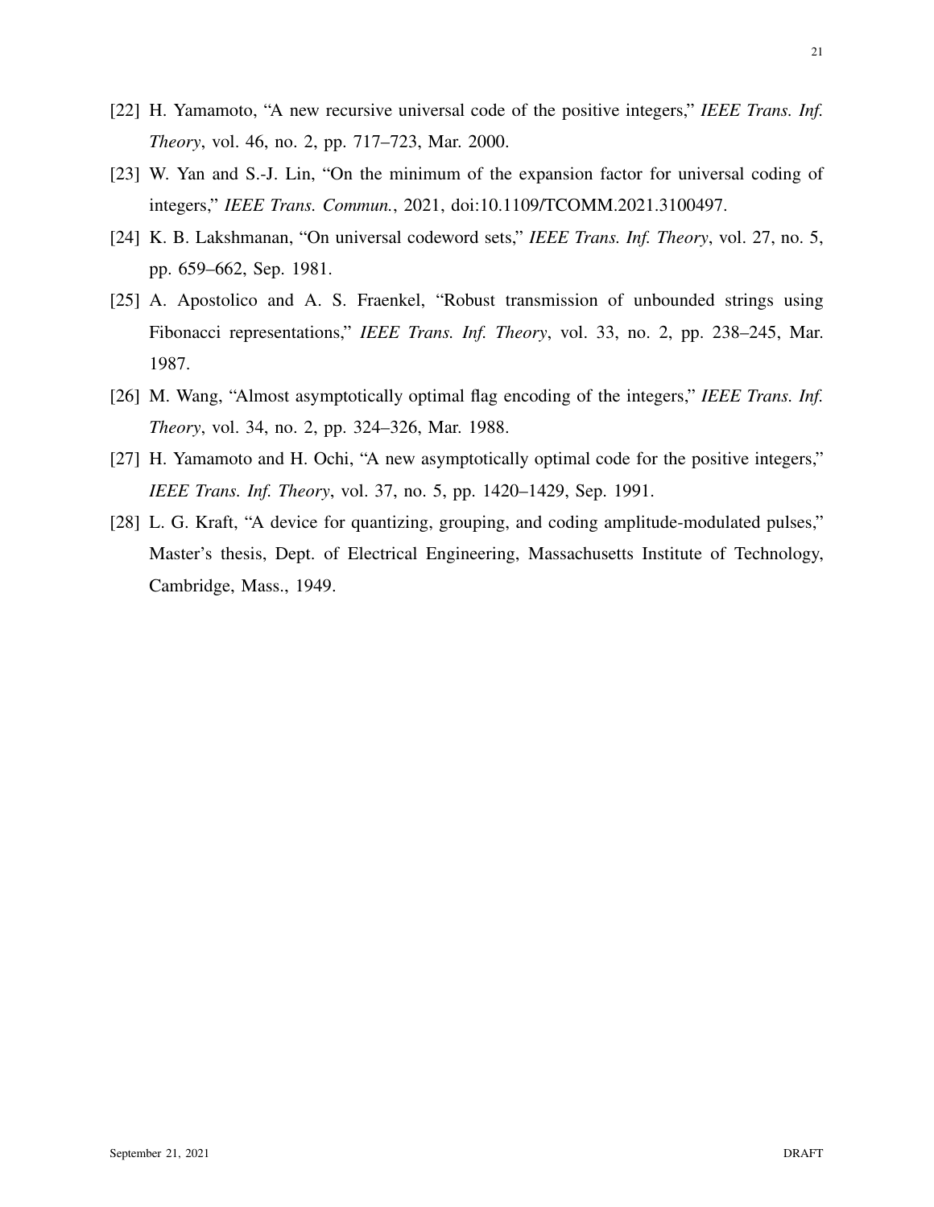[22] H. Yamamoto, "A new recursive universal code of the positive integers," *IEEE Trans. Inf. Theory*, vol. 46, no. 2, pp. 717–723, Mar. 2000.

[23] W. Yan and S.-J. Lin, "On the minimum of the expansion factor for universal coding of integers," *IEEE Trans. Commun.*, 2021, doi:10.1109/TCOMM.2021.3100497.

[24] K. B. Lakshmanan, "On universal codeword sets," *IEEE Trans. Inf. Theory*, vol. 27, no. 5, pp. 659–662, Sep. 1981.

[25] A. Apostolico and A. S. Fraenkel, "Robust transmission of unbounded strings using Fibonacci representations," *IEEE Trans. Inf. Theory*, vol. 33, no. 2, pp. 238–245, Mar. 1987.

[26] M. Wang, "Almost asymptotically optimal flag encoding of the integers," *IEEE Trans. Inf. Theory*, vol. 34, no. 2, pp. 324–326, Mar. 1988.

[27] H. Yamamoto and H. Ochi, "A new asymptotically optimal code for the positive integers," *IEEE Trans. Inf. Theory*, vol. 37, no. 5, pp. 1420–1429, Sep. 1991.

[28] L. G. Kraft, "A device for quantizing, grouping, and coding amplitude-modulated pulses," Master's thesis, Dept. of Electrical Engineering, Massachusetts Institute of Technology, Cambridge, Mass., 1949.